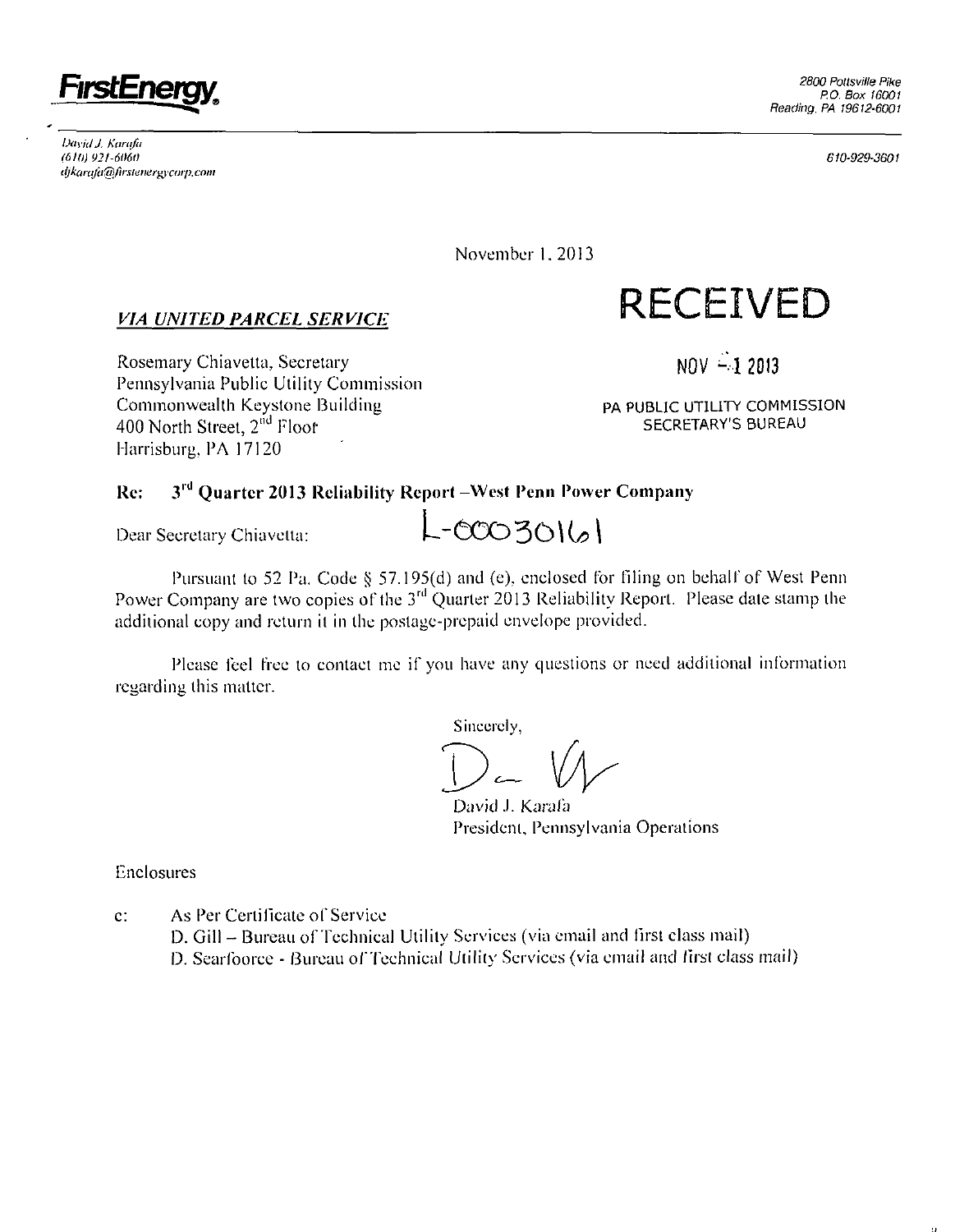**FirstEnergy**

2800 Pottsville Pike
P.O. Box 16001
Reading, PA 19612-6001

David J. Karafa
(610) 921-6060
djkarafa@firstenergycorp.com

610-929-3601

November 1, 2013

***VIA UNITED PARCEL SERVICE***

**RECEIVED**

NOV -1 2013

PA PUBLIC UTILITY COMMISSION
SECRETARY'S BUREAU

Rosemary Chiavetta, Secretary
Pennsylvania Public Utility Commission
Commonwealth Keystone Building
400 North Street, 2nd Floor
Harrisburg, PA 17120

**Re: 3rd Quarter 2013 Reliability Report –West Penn Power Company**

Dear Secretary Chiavetta:

L-00030161

Pursuant to 52 Pa. Code § 57.195(d) and (e), enclosed for filing on behalf of West Penn Power Company are two copies of the 3rd Quarter 2013 Reliability Report. Please date stamp the additional copy and return it in the postage-prepaid envelope provided.

Please feel free to contact me if you have any questions or need additional information regarding this matter.

Sincerely,

David J. Karafa
President, Pennsylvania Operations

Enclosures

c: As Per Certificate of Service
D. Gill – Bureau of Technical Utility Services (via email and first class mail)
D. Searfoorce - Bureau of Technical Utility Services (via email and first class mail)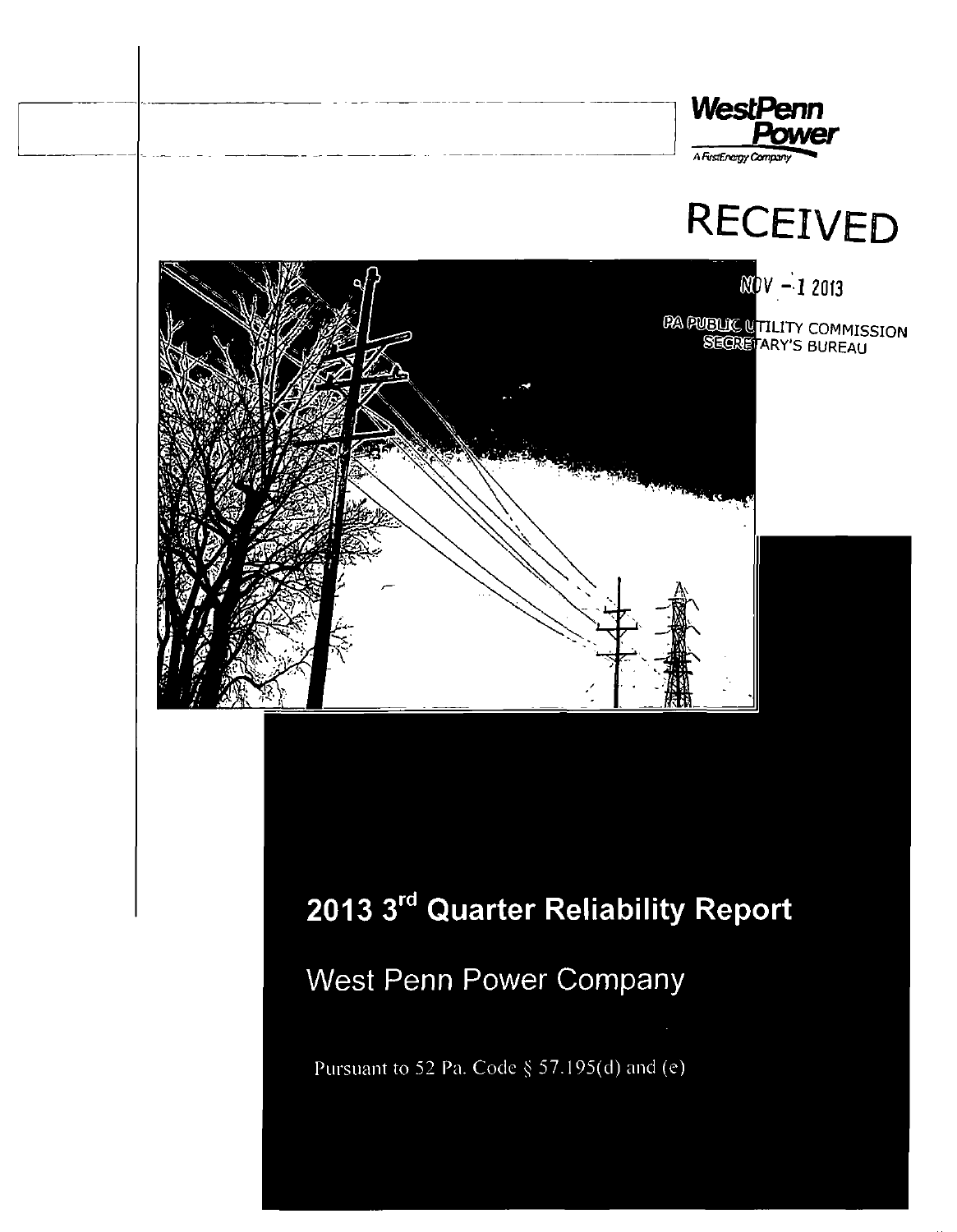WestPenn Power

A FirstEnergy Company

RECEIVED

NOV - 1 2013

PA PUBLIC UTILITY COMMISSION
SECRETARY'S BUREAU

# 2013 3rd Quarter Reliability Report

## West Penn Power Company

Pursuant to 52 Pa. Code § 57.195(d) and (e)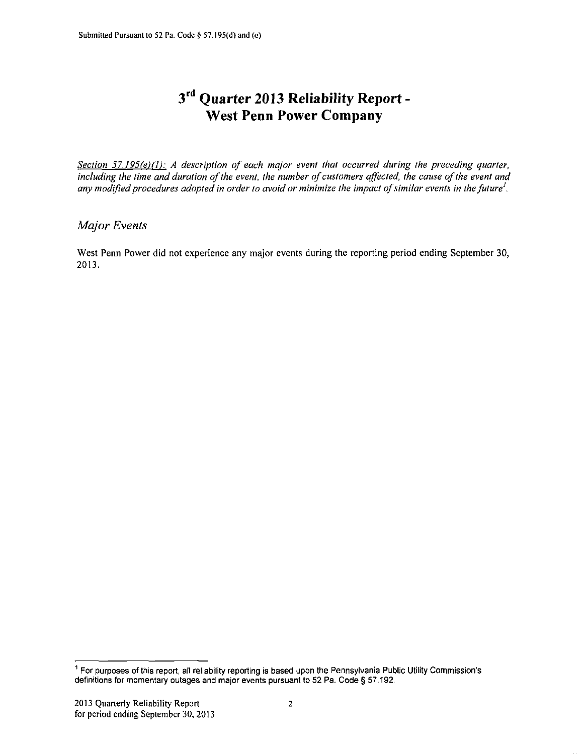# 3[rd] Quarter 2013 Reliability Report - West Penn Power Company

*Section 57.195(e)(1): A description of each major event that occurred during the preceding quarter, including the time and duration of the event, the number of customers affected, the cause of the event and any modified procedures adopted in order to avoid or minimize the impact of similar events in the future[1].*

## *Major Events*

West Penn Power did not experience any major events during the reporting period ending September 30, 2013.

[1] For purposes of this report, all reliability reporting is based upon the Pennsylvania Public Utility Commission's definitions for momentary outages and major events pursuant to 52 Pa. Code § 57.192.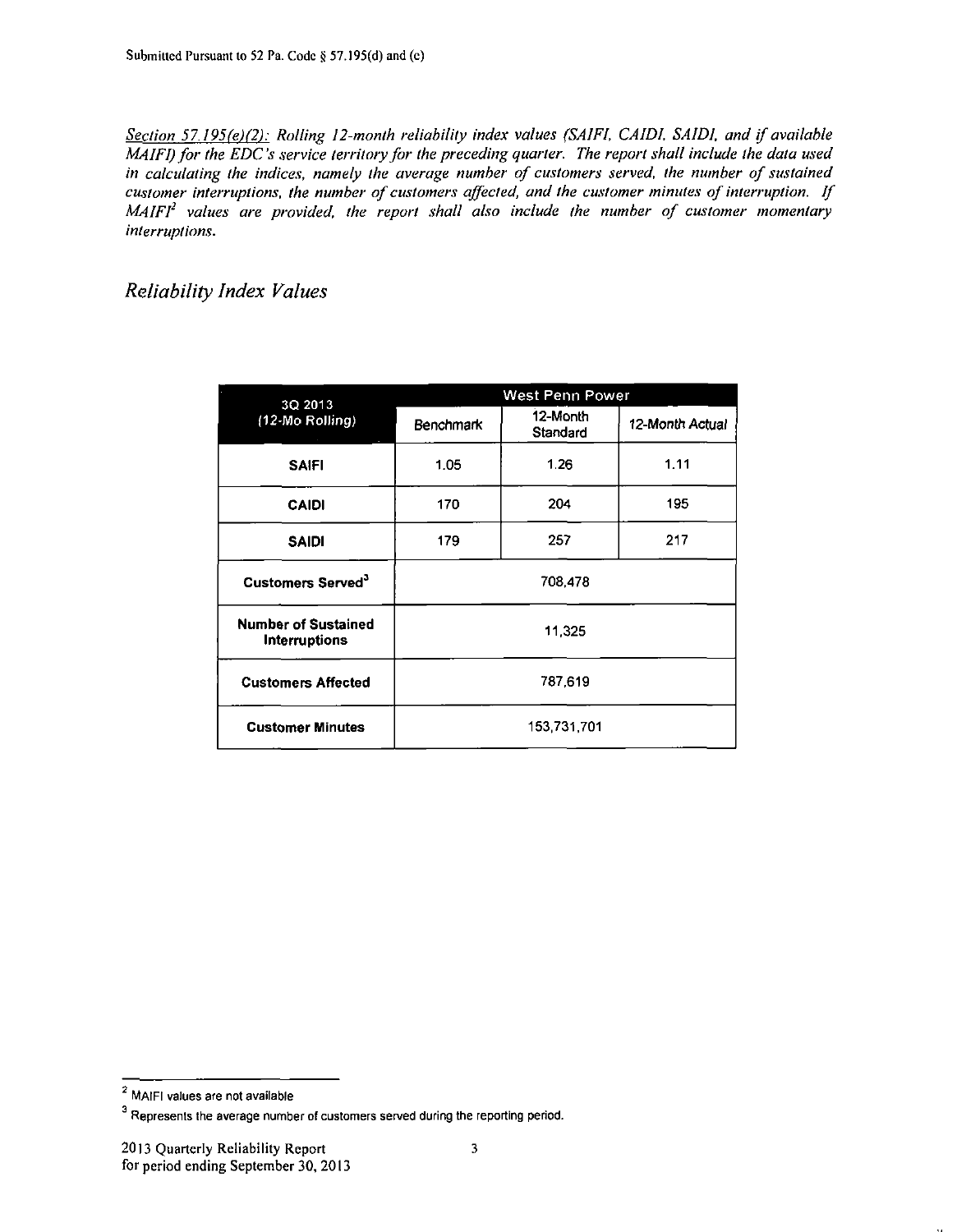*Section 57.195(e)(2): Rolling 12-month reliability index values (SAIFI, CAIDI, SAIDI, and if available MAIFI) for the EDC's service territory for the preceding quarter. The report shall include the data used in calculating the indices, namely the average number of customers served, the number of sustained customer interruptions, the number of customers affected, and the customer minutes of interruption. If MAIFI[2] values are provided, the report shall also include the number of customer momentary interruptions.*

## *Reliability Index Values*

| 3Q 2013 (12-Mo Rolling) | West Penn Power | | |
|---|---|---|---|
| | Benchmark | 12-Month Standard | 12-Month Actual |
| **SAIFI** | 1.05 | 1.26 | 1.11 |
| **CAIDI** | 170 | 204 | 195 |
| **SAIDI** | 179 | 257 | 217 |
| **Customers Served[3]** | 708,478 | | |
| **Number of Sustained Interruptions** | 11,325 | | |
| **Customers Affected** | 787,619 | | |
| **Customer Minutes** | 153,731,701 | | |

[2] MAIFI values are not available

[3] Represents the average number of customers served during the reporting period.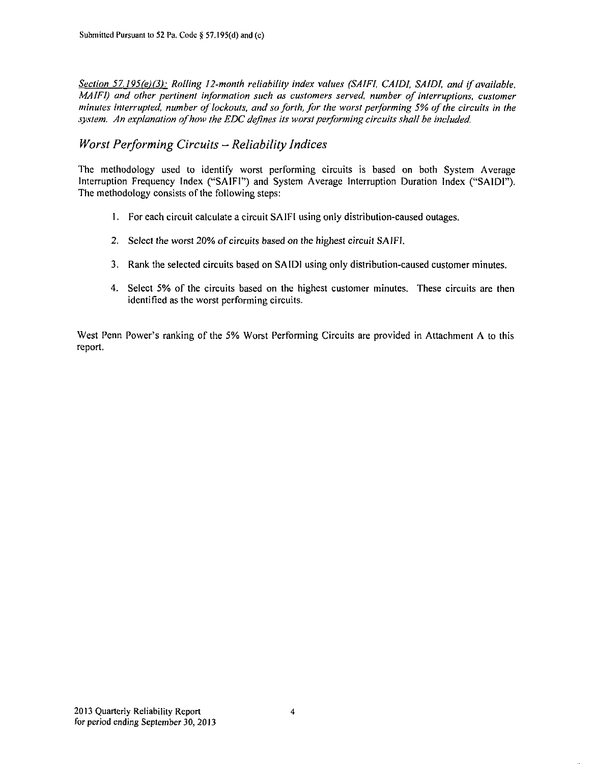*Section 57.195(e)(3): Rolling 12-month reliability index values (SAIFI, CAIDI, SAIDI, and if available, MAIFI) and other pertinent information such as customers served, number of interruptions, customer minutes interrupted, number of lockouts, and so forth, for the worst performing 5% of the circuits in the system. An explanation of how the EDC defines its worst performing circuits shall be included.*

## *Worst Performing Circuits – Reliability Indices*

The methodology used to identify worst performing circuits is based on both System Average Interruption Frequency Index ("SAIFI") and System Average Interruption Duration Index ("SAIDI"). The methodology consists of the following steps:

1. For each circuit calculate a circuit SAIFI using only distribution-caused outages.
2. Select the worst 20% of circuits based on the highest circuit SAIFI.
3. Rank the selected circuits based on SAIDI using only distribution-caused customer minutes.
4. Select 5% of the circuits based on the highest customer minutes. These circuits are then identified as the worst performing circuits.

West Penn Power's ranking of the 5% Worst Performing Circuits are provided in Attachment A to this report.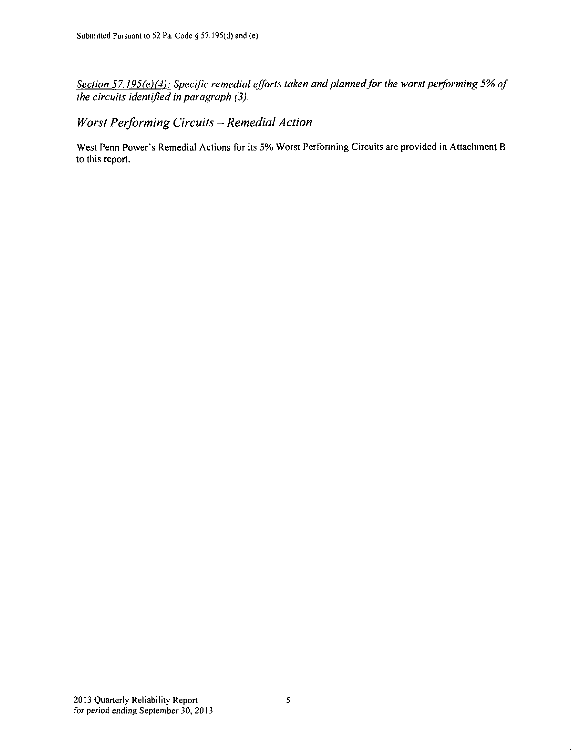*Section 57.195(e)(4): Specific remedial efforts taken and planned for the worst performing 5% of the circuits identified in paragraph (3).*

## *Worst Performing Circuits – Remedial Action*

West Penn Power's Remedial Actions for its 5% Worst Performing Circuits are provided in Attachment B to this report.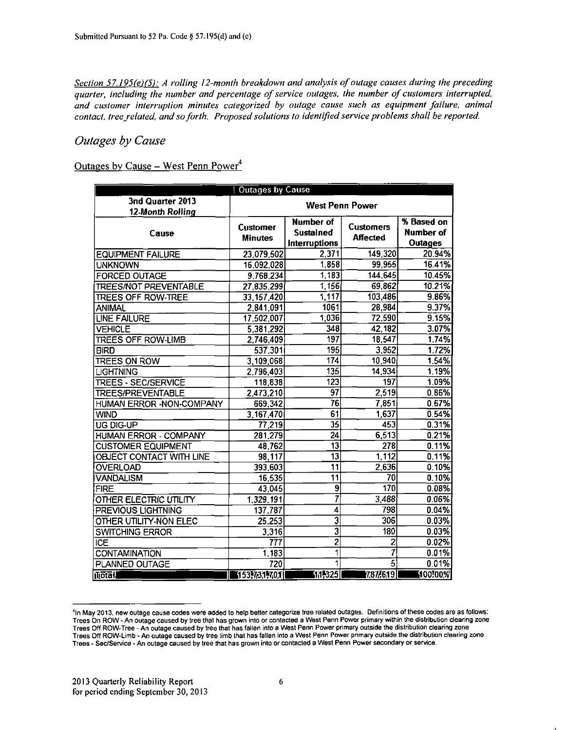Submitted Pursuant to 52 Pa. Code § 57.195(d) and (e)

*Section 57.195(e)(5): A rolling 12-month breakdown and analysis of outage causes during the preceding quarter, including the number and percentage of service outages, the number of customers interrupted, and customer interruption minutes categorized by outage cause such as equipment failure, animal contact, tree_related, and so forth. Proposed solutions to identified service problems shall be reported.*

## *Outages by Cause*

Outages by Cause – West Penn Power[4]

| Outages by Cause | | | | |
|---|---|---|---|---|
| **3nd Quarter 2013 12-Month Rolling** | **West Penn Power** | | | |
| **Cause** | **Customer Minutes** | **Number of Sustained Interruptions** | **Customers Affected** | **% Based on Number of Outages** |
| EQUIPMENT FAILURE | 23,079,502 | 2,371 | 149,320 | 20.94% |
| UNKNOWN | 16,092,028 | 1,858 | 99,965 | 16.41% |
| FORCED OUTAGE | 9,768,234 | 1,183 | 144,645 | 10.45% |
| TREES/NOT PREVENTABLE | 27,835,299 | 1,156 | 69,862 | 10.21% |
| TREES OFF ROW-TREE | 33,157,420 | 1,117 | 103,486 | 9.86% |
| ANIMAL | 2,841,091 | 1061 | 28,984 | 9.37% |
| LINE FAILURE | 17,502,007 | 1,036 | 72,590 | 9.15% |
| VEHICLE | 5,381,292 | 348 | 42,182 | 3.07% |
| TREES OFF ROW-LIMB | 2,746,409 | 197 | 18,547 | 1.74% |
| BIRD | 537,301 | 195 | 3,952 | 1.72% |
| TREES ON ROW | 3,109,068 | 174 | 10,940 | 1.54% |
| LIGHTNING | 2,796,403 | 135 | 14,934 | 1.19% |
| TREES - SEC/SERVICE | 118,838 | 123 | 197 | 1.09% |
| TREES/PREVENTABLE | 2,473,210 | 97 | 2,519 | 0.86% |
| HUMAN ERROR -NON-COMPANY | 669,342 | 76 | 7,851 | 0.67% |
| WIND | 3,167,470 | 61 | 1,637 | 0.54% |
| UG DIG-UP | 77,219 | 35 | 453 | 0.31% |
| HUMAN ERROR - COMPANY | 281,279 | 24 | 6,513 | 0.21% |
| CUSTOMER EQUIPMENT | 48,762 | 13 | 278 | 0.11% |
| OBJECT CONTACT WITH LINE | 98,117 | 13 | 1,112 | 0.11% |
| OVERLOAD | 393,603 | 11 | 2,636 | 0.10% |
| VANDALISM | 16,535 | 11 | 70 | 0.10% |
| FIRE | 43,045 | 9 | 170 | 0.08% |
| OTHER ELECTRIC UTILITY | 1,329,191 | 7 | 3,488 | 0.06% |
| PREVIOUS LIGHTNING | 137,787 | 4 | 798 | 0.04% |
| OTHER UTILITY-NON ELEC | 25,253 | 3 | 306 | 0.03% |
| SWITCHING ERROR | 3,316 | 3 | 180 | 0.03% |
| ICE | 777 | 2 | 2 | 0.02% |
| CONTAMINATION | 1,183 | 1 | 7 | 0.01% |
| PLANNED OUTAGE | 720 | 1 | 5 | 0.01% |
| **Total** | **153,731,701** | **11,325** | **787,619** | **100.00%** |

[4]In May 2013, new outage cause codes were added to help better categorize tree related outages. Definitions of these codes are as follows:
Trees On ROW - An outage caused by tree that has grown into or contacted a West Penn Power primary within the distribution clearing zone
Trees Off ROW-Tree - An outage caused by tree that has fallen into a West Penn Power primary outside the distribution clearing zone
Trees Off ROW-Limb - An outage caused by tree limb that has fallen into a West Penn Power primary outside the distribution clearing zone
Trees - Sec/Service - An outage caused by tree that has grown into or contacted a West Penn Power secondary or service.

2013 Quarterly Reliability Report
for period ending September 30, 2013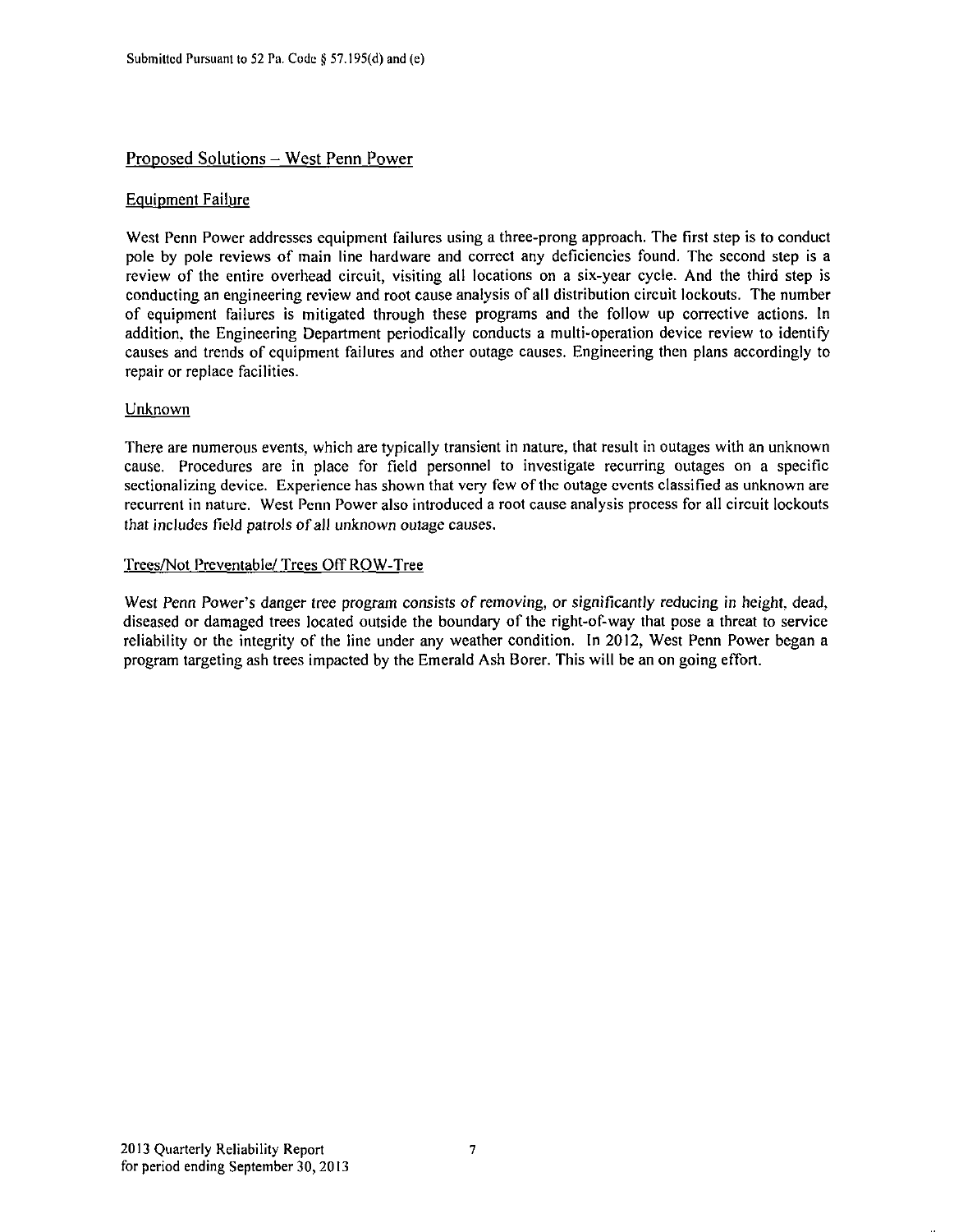## Proposed Solutions – West Penn Power

### Equipment Failure

West Penn Power addresses equipment failures using a three-prong approach. The first step is to conduct pole by pole reviews of main line hardware and correct any deficiencies found. The second step is a review of the entire overhead circuit, visiting all locations on a six-year cycle. And the third step is conducting an engineering review and root cause analysis of all distribution circuit lockouts. The number of equipment failures is mitigated through these programs and the follow up corrective actions. In addition, the Engineering Department periodically conducts a multi-operation device review to identify causes and trends of equipment failures and other outage causes. Engineering then plans accordingly to repair or replace facilities.

### Unknown

There are numerous events, which are typically transient in nature, that result in outages with an unknown cause. Procedures are in place for field personnel to investigate recurring outages on a specific sectionalizing device. Experience has shown that very few of the outage events classified as unknown are recurrent in nature. West Penn Power also introduced a root cause analysis process for all circuit lockouts that includes field patrols of all unknown outage causes.

### Trees/Not Preventable/ Trees Off ROW-Tree

West Penn Power's danger tree program consists of removing, or significantly reducing in height, dead, diseased or damaged trees located outside the boundary of the right-of-way that pose a threat to service reliability or the integrity of the line under any weather condition. In 2012, West Penn Power began a program targeting ash trees impacted by the Emerald Ash Borer. This will be an on going effort.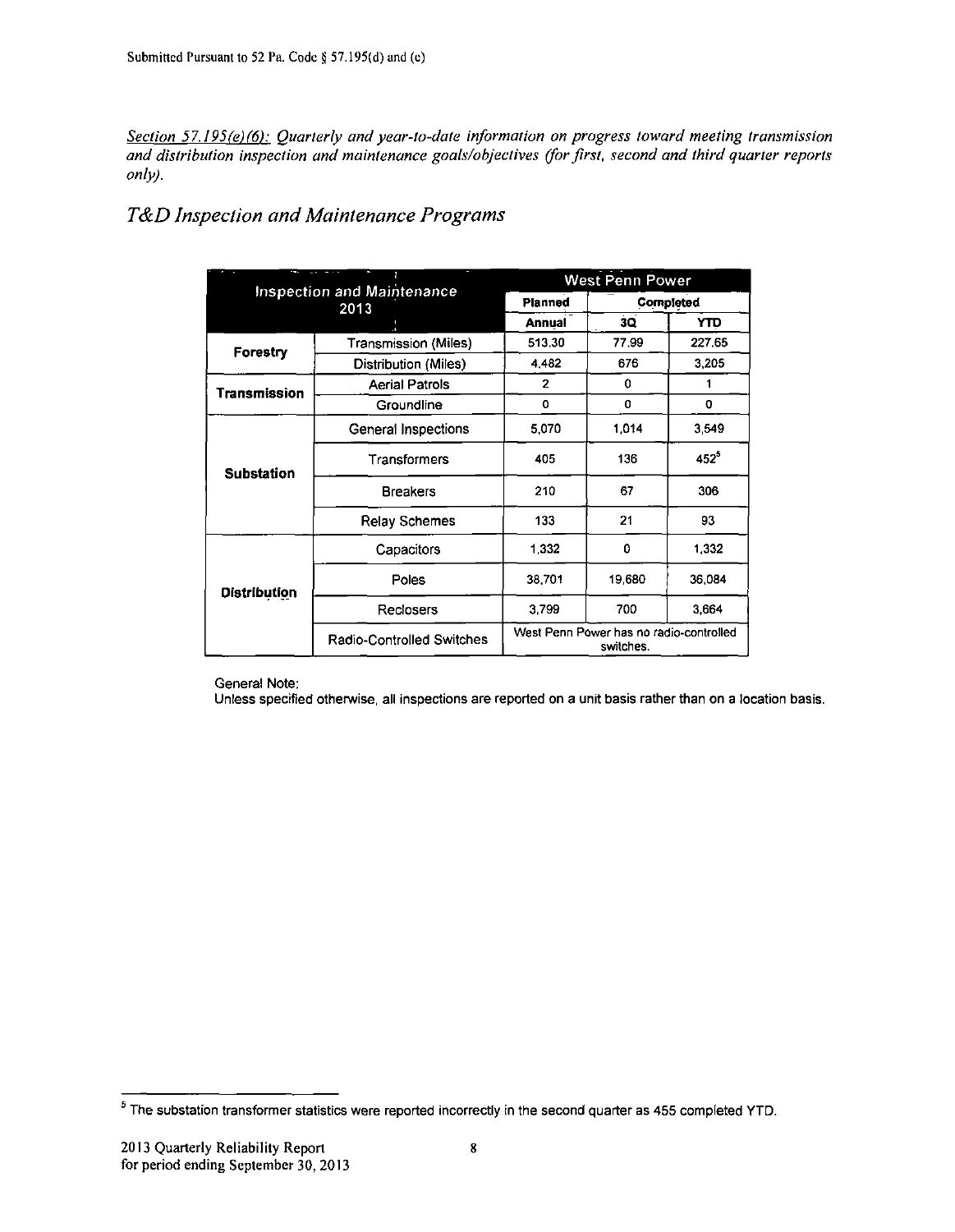Submitted Pursuant to 52 Pa. Code § 57.195(d) and (e)

*Section 57.195(e)(6): Quarterly and year-to-date information on progress toward meeting transmission and distribution inspection and maintenance goals/objectives (for first, second and third quarter reports only).*

## *T&D Inspection and Maintenance Programs*

| Inspection and Maintenance 2013 | | West Penn Power | | |
|---|---|---|---|---|
| | | Planned | Completed | |
| | | Annual | 3Q | YTD |
| Forestry | Transmission (Miles) | 513.30 | 77.99 | 227.65 |
| | Distribution (Miles) | 4,482 | 676 | 3,205 |
| Transmission | Aerial Patrols | 2 | 0 | 1 |
| | Groundline | 0 | 0 | 0 |
| Substation | General Inspections | 5,070 | 1,014 | 3,549 |
| | Transformers | 405 | 136 | 452[5] |
| | Breakers | 210 | 67 | 306 |
| | Relay Schemes | 133 | 21 | 93 |
| Distribution | Capacitors | 1,332 | 0 | 1,332 |
| | Poles | 38,701 | 19,680 | 36,084 |
| | Reclosers | 3,799 | 700 | 3,664 |
| | Radio-Controlled Switches | West Penn Power has no radio-controlled switches. | | |

General Note:
Unless specified otherwise, all inspections are reported on a unit basis rather than on a location basis.

[5] The substation transformer statistics were reported incorrectly in the second quarter as 455 completed YTD.

2013 Quarterly Reliability Report
for period ending September 30, 2013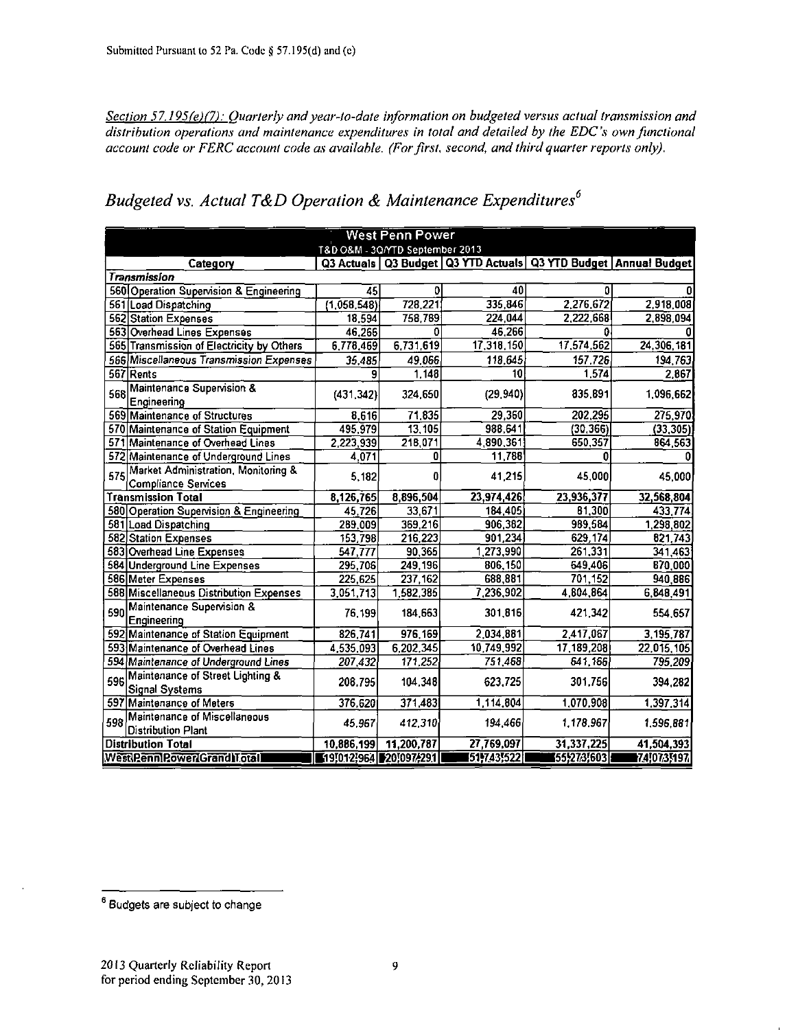Submitted Pursuant to 52 Pa. Code § 57.195(d) and (e)

*Section 57.195(e)(7): Quarterly and year-to-date information on budgeted versus actual transmission and distribution operations and maintenance expenditures in total and detailed by the EDC's own functional account code or FERC account code as available. (For first, second, and third quarter reports only).*

## *Budgeted vs. Actual T&D Operation & Maintenance Expenditures*[6]

| West Penn Power<br>T&D O&M - 3Q/YTD September 2013 | | | | | | |
|---|---|---|---|---|---|---|
| | **Category** | **Q3 Actuals** | **Q3 Budget** | **Q3 YTD Actuals** | **Q3 YTD Budget** | **Annual Budget** |
| ***Transmission*** | | | | | | |
| 560 | Operation Supervision & Engineering | 45 | 0 | 40 | 0 | 0 |
| 561 | Load Dispatching | (1,058,548) | 728,221 | 335,846 | 2,276,672 | 2,918,008 |
| 562 | Station Expenses | 18,594 | 758,789 | 224,044 | 2,222,668 | 2,898,094 |
| 563 | Overhead Lines Expenses | 46,266 | 0 | 46,266 | 0 | 0 |
| 565 | Transmission of Electricity by Others | 6,778,469 | 6,731,619 | 17,318,150 | 17,574,562 | 24,306,181 |
| 566 | Miscellaneous Transmission Expenses | 35,485 | 49,066 | 118,645 | 157,726 | 194,763 |
| 567 | Rents | 9 | 1,148 | 10 | 1,574 | 2,867 |
| 568 | Maintenance Supervision & Engineering | (431,342) | 324,650 | (29,940) | 835,891 | 1,096,662 |
| 569 | Maintenance of Structures | 8,616 | 71,835 | 29,360 | 202,295 | 275,970 |
| 570 | Maintenance of Station Equipment | 495,979 | 13,105 | 988,641 | (30,366) | (33,305) |
| 571 | Maintenance of Overhead Lines | 2,223,939 | 218,071 | 4,890,361 | 650,357 | 864,563 |
| 572 | Maintenance of Underground Lines | 4,071 | 0 | 11,788 | 0 | 0 |
| 575 | Market Administration, Monitoring & Compliance Services | 5,182 | 0 | 41,215 | 45,000 | 45,000 |
| **Transmission Total** | | **8,126,765** | **8,896,504** | **23,974,426** | **23,936,377** | **32,568,804** |
| 580 | Operation Supervision & Engineering | 45,726 | 33,671 | 184,405 | 81,300 | 433,774 |
| 581 | Load Dispatching | 289,009 | 369,216 | 906,382 | 989,584 | 1,298,802 |
| 582 | Station Expenses | 153,798 | 216,223 | 901,234 | 629,174 | 821,743 |
| 583 | Overhead Line Expenses | 547,777 | 90,365 | 1,273,990 | 261,331 | 341,463 |
| 584 | Underground Line Expenses | 295,706 | 249,196 | 806,150 | 649,406 | 870,000 |
| 586 | Meter Expenses | 225,625 | 237,162 | 688,881 | 701,152 | 940,886 |
| 588 | Miscellaneous Distribution Expenses | 3,051,713 | 1,582,385 | 7,236,902 | 4,804,864 | 6,848,491 |
| 590 | Maintenance Supervision & Engineering | 76,199 | 184,663 | 301,816 | 421,342 | 554,657 |
| 592 | Maintenance of Station Equipment | 826,741 | 976,169 | 2,034,881 | 2,417,067 | 3,195,787 |
| 593 | Maintenance of Overhead Lines | 4,535,093 | 6,202,345 | 10,749,992 | 17,189,208 | 22,015,105 |
| 594 | Maintenance of Underground Lines | 207,432 | 171,252 | 751,468 | 641,166 | 795,209 |
| 596 | Maintenance of Street Lighting & Signal Systems | 208,795 | 104,348 | 623,725 | 301,756 | 394,282 |
| 597 | Maintenance of Meters | 376,620 | 371,483 | 1,114,804 | 1,070,908 | 1,397,314 |
| 598 | Maintenance of Miscellaneous Distribution Plant | 45,967 | 412,310 | 194,466 | 1,178,967 | 1,596,881 |
| **Distribution Total** | | **10,886,199** | **11,200,787** | **27,769,097** | **31,337,225** | **41,504,393** |
| **West Penn Power Grand Total** | | **19,012,964** | **20,097,291** | **51,743,522** | **55,273,603** | **74,073,197** |

[6] Budgets are subject to change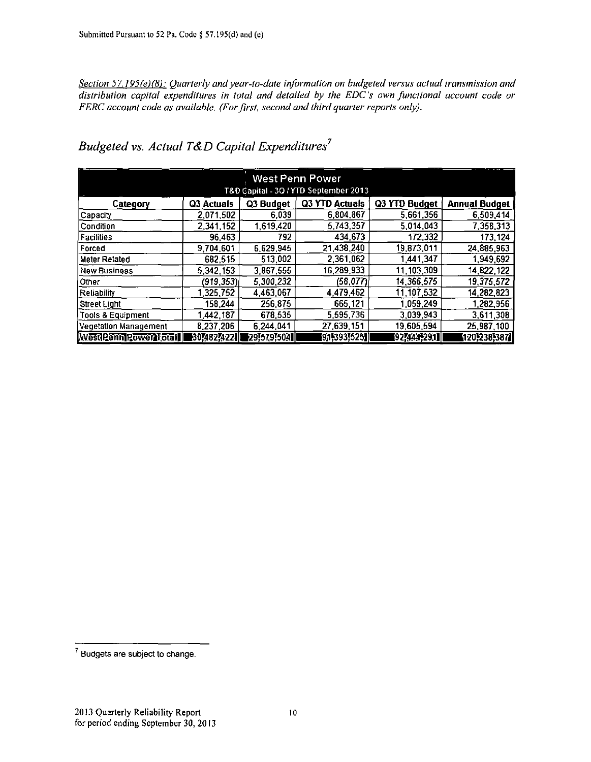Submitted Pursuant to 52 Pa. Code § 57.195(d) and (e)

*Section 57.195(e)(8): Quarterly and year-to-date information on budgeted versus actual transmission and distribution capital expenditures in total and detailed by the EDC's own functional account code or FERC account code as available. (For first, second and third quarter reports only).*

## *Budgeted vs. Actual T&D Capital Expenditures*[7]

| West Penn Power<br>T&D Capital - 3Q / YTD September 2013 | | | | | |
|---|---|---|---|---|---|
| **Category** | **Q3 Actuals** | **Q3 Budget** | **Q3 YTD Actuals** | **Q3 YTD Budget** | **Annual Budget** |
| Capacity | 2,071,502 | 6,039 | 6,804,867 | 5,661,356 | 6,509,414 |
| Condition | 2,341,152 | 1,619,420 | 5,743,357 | 5,014,043 | 7,358,313 |
| Facilities | 96,463 | 792 | 434,673 | 172,332 | 173,124 |
| Forced | 9,704,601 | 6,629,945 | 21,438,240 | 19,873,011 | 24,885,963 |
| Meter Related | 682,515 | 513,002 | 2,361,062 | 1,441,347 | 1,949,692 |
| New Business | 5,342,153 | 3,867,555 | 16,289,933 | 11,103,309 | 14,822,122 |
| Other | (919,353) | 5,300,232 | (58,077) | 14,366,575 | 19,375,572 |
| Reliability | 1,325,752 | 4,463,067 | 4,479,462 | 11,107,532 | 14,282,823 |
| Street Light | 158,244 | 256,875 | 665,121 | 1,059,249 | 1,282,956 |
| Tools & Equipment | 1,442,187 | 678,535 | 5,595,736 | 3,039,943 | 3,611,308 |
| Vegetation Management | 8,237,206 | 6,244,041 | 27,639,151 | 19,605,594 | 25,987,100 |
| **West Penn Power Total** | **30,482,422** | **29,579,504** | **91,393,525** | **92,444,291** | **120,238,387** |

[7] Budgets are subject to change.

2013 Quarterly Reliability Report
for period ending September 30, 2013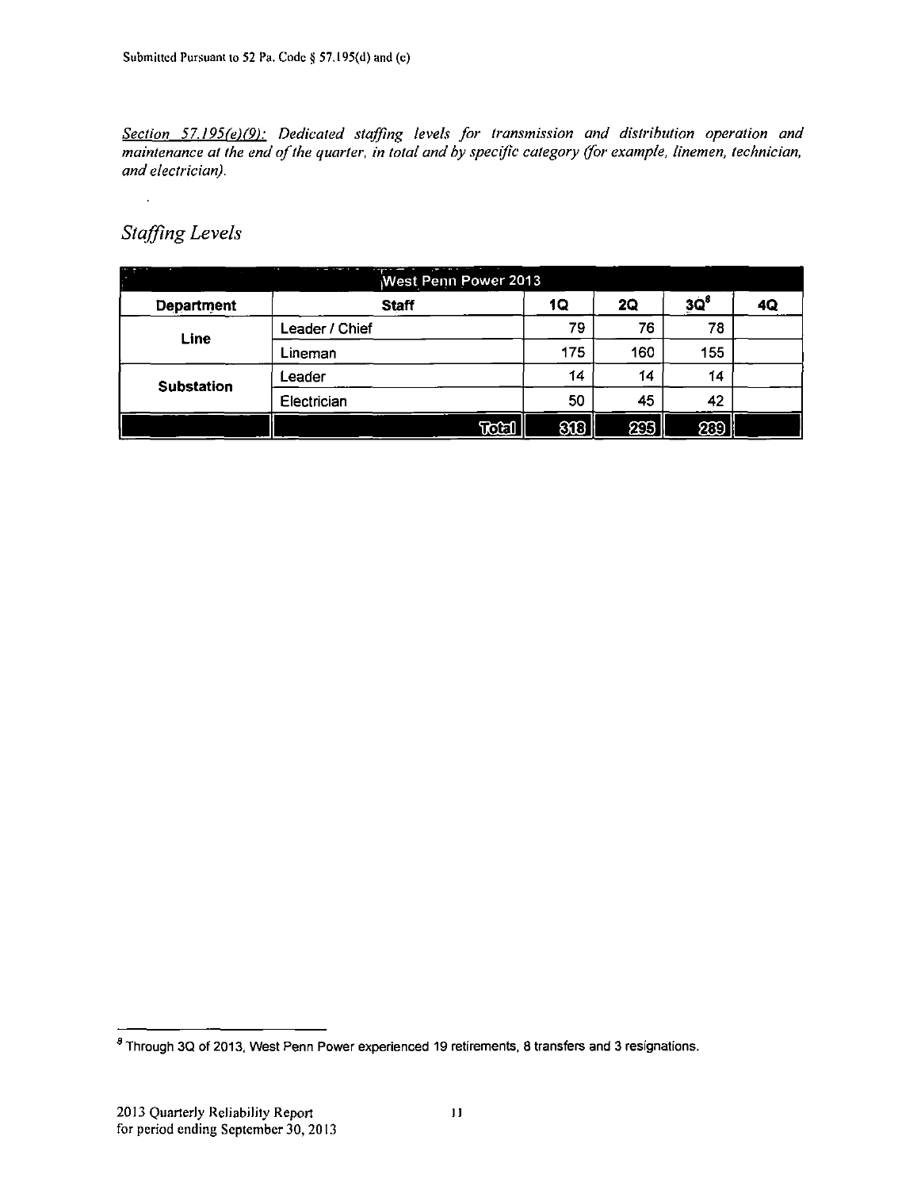*Section 57.195(e)(9): Dedicated staffing levels for transmission and distribution operation and maintenance at the end of the quarter, in total and by specific category (for example, linemen, technician, and electrician).*

## *Staffing Levels*

| West Penn Power 2013 | | | | | |
|---|---|---|---|---|---|
| **Department** | **Staff** | **1Q** | **2Q** | **3Q**[8] | **4Q** |
| **Line** | Leader / Chief | 79 | 76 | 78 | |
| | Lineman | 175 | 160 | 155 | |
| **Substation** | Leader | 14 | 14 | 14 | |
| | Electrician | 50 | 45 | 42 | |
| | **Total** | **318** | **295** | **289** | |

[8] Through 3Q of 2013, West Penn Power experienced 19 retirements, 8 transfers and 3 resignations.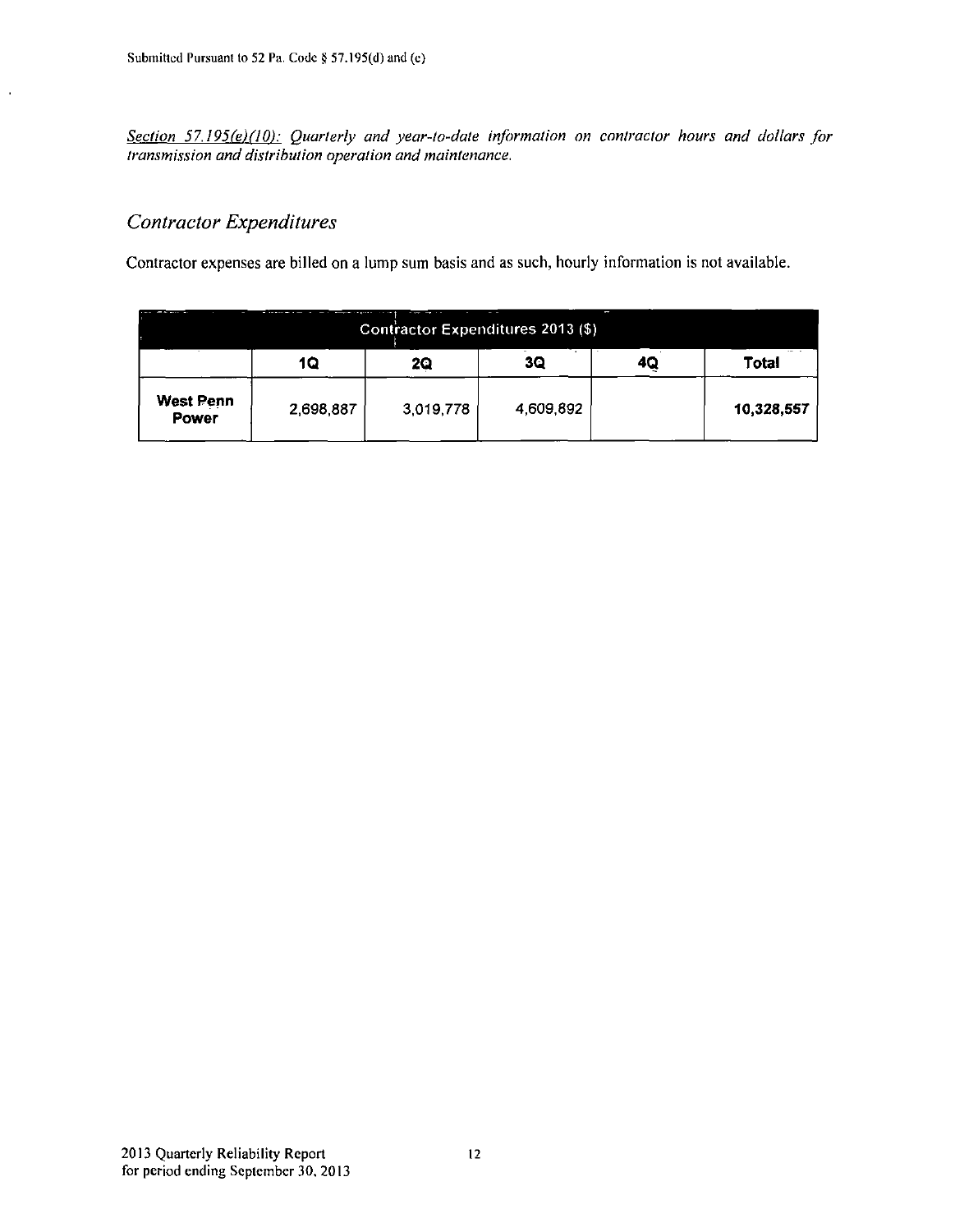*Section 57.195(e)(10): Quarterly and year-to-date information on contractor hours and dollars for transmission and distribution operation and maintenance.*

## *Contractor Expenditures*

Contractor expenses are billed on a lump sum basis and as such, hourly information is not available.

| Contractor Expenditures 2013 ($) | | | | | |
|---|---|---|---|---|---|
| | **1Q** | **2Q** | **3Q** | **4Q** | **Total** |
| **West Penn Power** | 2,698,887 | 3,019,778 | 4,609,892 | | **10,328,557** |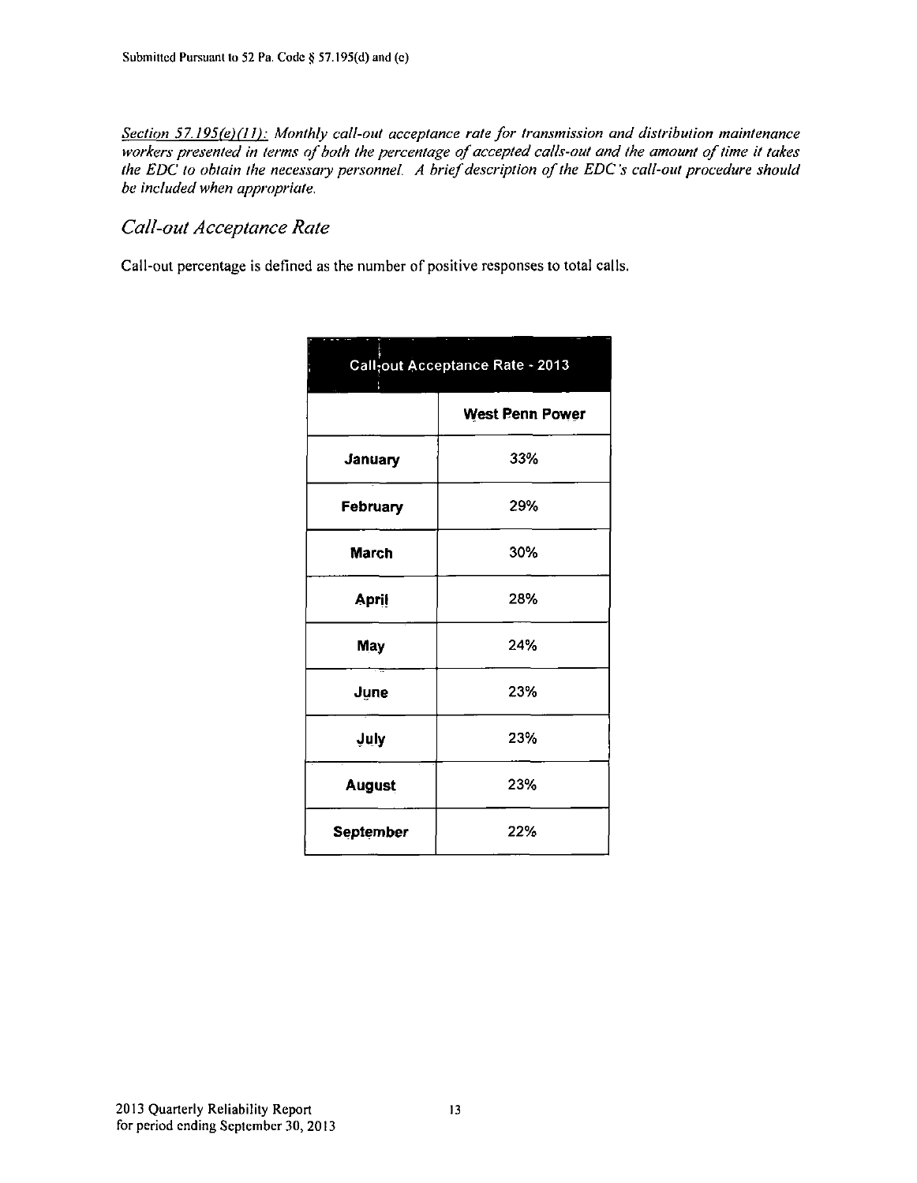*<u>Section 57.195(e)(11):</u> Monthly call-out acceptance rate for transmission and distribution maintenance workers presented in terms of both the percentage of accepted calls-out and the amount of time it takes the EDC to obtain the necessary personnel. A brief description of the EDC's call-out procedure should be included when appropriate.*

## *Call-out Acceptance Rate*

Call-out percentage is defined as the number of positive responses to total calls.

| Call-out Acceptance Rate - 2013 | |
|---|---|
| | **West Penn Power** |
| **January** | 33% |
| **February** | 29% |
| **March** | 30% |
| **April** | 28% |
| **May** | 24% |
| **June** | 23% |
| **July** | 23% |
| **August** | 23% |
| **September** | 22% |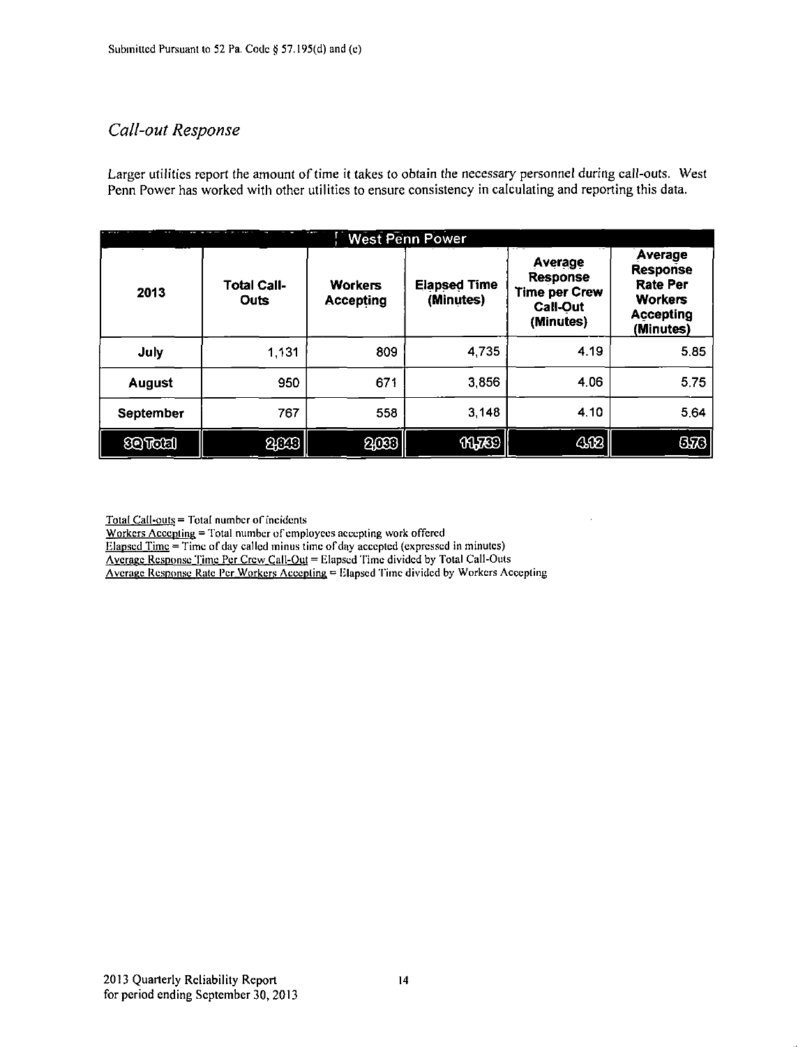Submitted Pursuant to 52 Pa. Code § 57.195(d) and (e)

## *Call-out Response*

Larger utilities report the amount of time it takes to obtain the necessary personnel during call-outs. West Penn Power has worked with other utilities to ensure consistency in calculating and reporting this data.

| West Penn Power | | | | | |
|---|---|---|---|---|---|
| **2013** | **Total Call-Outs** | **Workers Accepting** | **Elapsed Time (Minutes)** | **Average Response Time per Crew Call-Out (Minutes)** | **Average Response Rate Per Workers Accepting (Minutes)** |
| **July** | 1,131 | 809 | 4,735 | 4.19 | 5.85 |
| **August** | 950 | 671 | 3,856 | 4.06 | 5.75 |
| **September** | 767 | 558 | 3,148 | 4.10 | 5.64 |
| **3Q Total** | **2,848** | **2,038** | **11,739** | **4.12** | **5.76** |

Total Call-outs = Total number of incidents
Workers Accepting = Total number of employees accepting work offered
Elapsed Time = Time of day called minus time of day accepted (expressed in minutes)
Average Response Time Per Crew Call-Out = Elapsed Time divided by Total Call-Outs
Average Response Rate Per Workers Accepting = Elapsed Time divided by Workers Accepting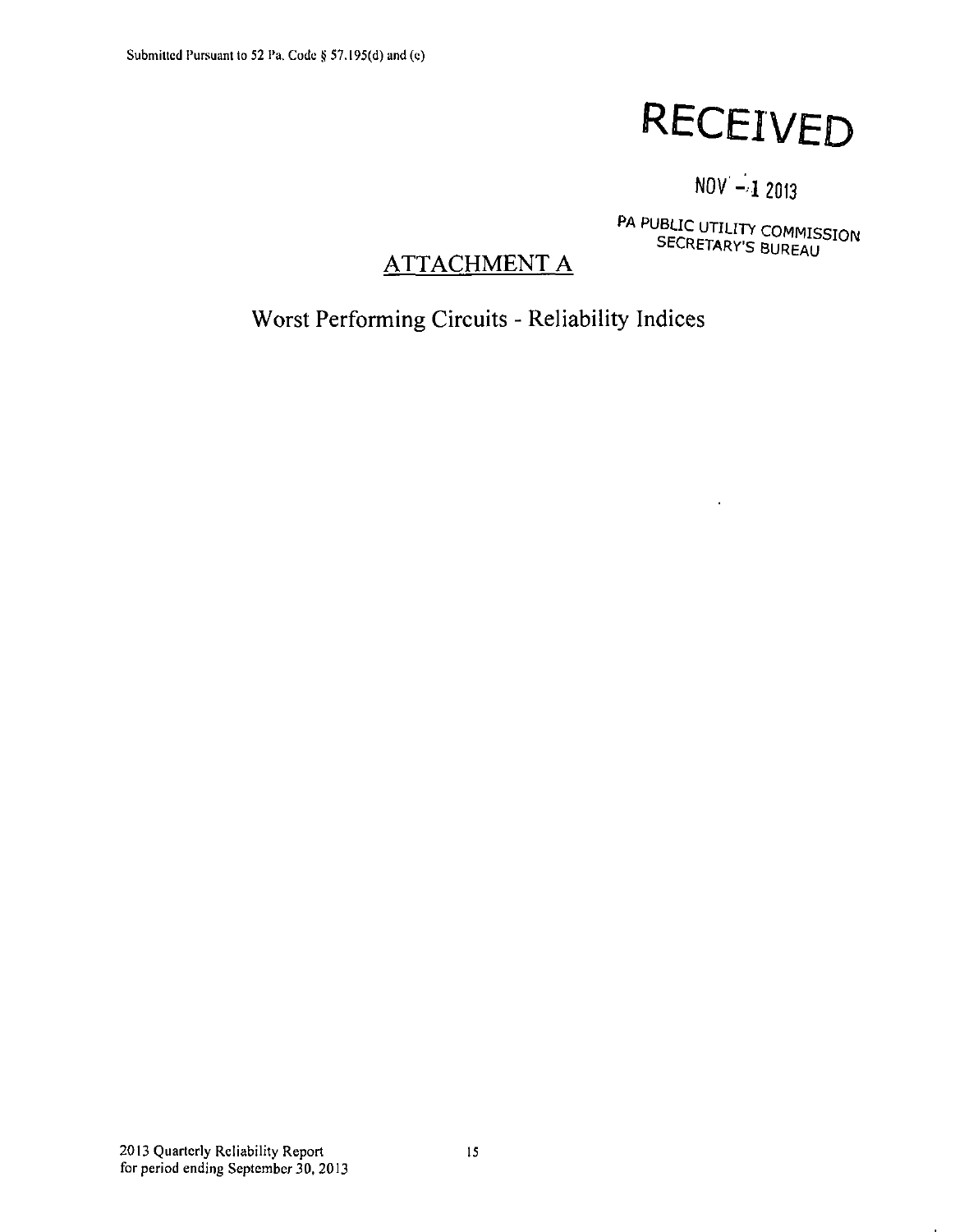Submitted Pursuant to 52 Pa. Code § 57.195(d) and (e)

RECEIVED

NOV - 1 2013

PA PUBLIC UTILITY COMMISSION
SECRETARY'S BUREAU

# ATTACHMENT A

## Worst Performing Circuits - Reliability Indices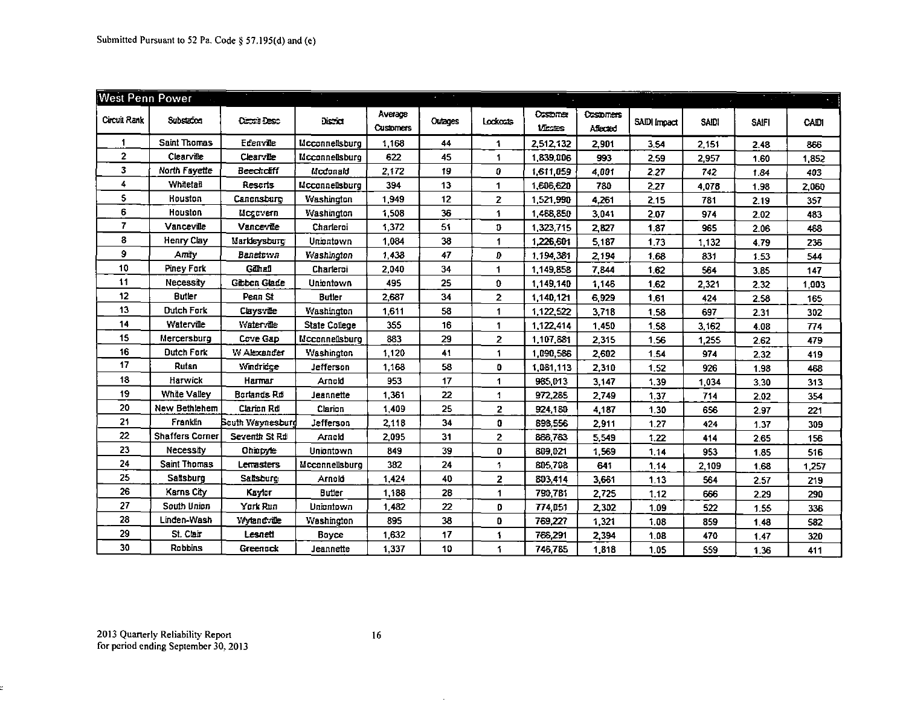Submitted Pursuant to 52 Pa. Code § 57.195(d) and (e)

**West Penn Power**

| Circuit Rank | Substation | Circuit Desc | District | Average Customers | Outages | Lockouts | Customer Minutes | Customers Affected | SAIDI Impact | SAIDI | SAIFI | CAIDI |
|---|---|---|---|---|---|---|---|---|---|---|---|---|
| 1 | Saint Thomas | Edenville | Mcconnellsburg | 1,168 | 44 | 1 | 2,512,132 | 2,901 | 3.54 | 2,151 | 2.48 | 866 |
| 2 | Clearville | Clearville | Mcconnellsburg | 622 | 45 | 1 | 1,839,006 | 993 | 2.59 | 2,957 | 1.60 | 1,852 |
| 3 | North Fayette | Beechcliff | Mcdonald | 2,172 | 19 | 0 | 1,611,059 | 4,001 | 2.27 | 742 | 1.84 | 403 |
| 4 | Whitetail | Resorts | Mcconnellsburg | 394 | 13 | 1 | 1,606,620 | 780 | 2.27 | 4,078 | 1.98 | 2,060 |
| 5 | Houston | Canonsburg | Washington | 1,949 | 12 | 2 | 1,521,990 | 4,261 | 2.15 | 781 | 2.19 | 357 |
| 6 | Houston | Mcgovern | Washington | 1,508 | 36 | 1 | 1,468,850 | 3,041 | 2.07 | 974 | 2.02 | 483 |
| 7 | Vanceville | Vanceville | Charleroi | 1,372 | 51 | 0 | 1,323,715 | 2,827 | 1.87 | 965 | 2.06 | 468 |
| 8 | Henry Clay | Markleysburg | Uniontown | 1,084 | 38 | 1 | 1,226,601 | 5,187 | 1.73 | 1,132 | 4.79 | 236 |
| 9 | Amity | Banetown | Washington | 1,438 | 47 | 0 | 1,194,381 | 2,194 | 1.68 | 831 | 1.53 | 544 |
| 10 | Piney Fork | Gillhall | Charleroi | 2,040 | 34 | 1 | 1,149,858 | 7,844 | 1.62 | 564 | 3.85 | 147 |
| 11 | Necessity | Gibbon Glade | Uniontown | 495 | 25 | 0 | 1,149,140 | 1,146 | 1.62 | 2,321 | 2.32 | 1,003 |
| 12 | Butler | Penn St | Butler | 2,687 | 34 | 2 | 1,140,121 | 6,929 | 1.61 | 424 | 2.58 | 165 |
| 13 | Dutch Fork | Claysville | Washington | 1,611 | 58 | 1 | 1,122,522 | 3,718 | 1.58 | 697 | 2.31 | 302 |
| 14 | Waterville | Waterville | State College | 355 | 16 | 1 | 1,122,414 | 1,450 | 1.58 | 3,162 | 4.08 | 774 |
| 15 | Mercersburg | Cove Gap | Mcconnellsburg | 883 | 29 | 2 | 1,107,881 | 2,315 | 1.56 | 1,255 | 2.62 | 479 |
| 16 | Dutch Fork | W Alexander | Washington | 1,120 | 41 | 1 | 1,090,586 | 2,602 | 1.54 | 974 | 2.32 | 419 |
| 17 | Rutan | Windridge | Jefferson | 1,168 | 58 | 0 | 1,081,113 | 2,310 | 1.52 | 926 | 1.98 | 468 |
| 18 | Harwick | Harmar | Arnold | 953 | 17 | 1 | 985,013 | 3,147 | 1.39 | 1,034 | 3.30 | 313 |
| 19 | White Valley | Borlands Rd | Jeannette | 1,361 | 22 | 1 | 972,285 | 2,749 | 1.37 | 714 | 2.02 | 354 |
| 20 | New Bethlehem | Clarion Rd | Clarion | 1,409 | 25 | 2 | 924,180 | 4,187 | 1.30 | 656 | 2.97 | 221 |
| 21 | Franklin | South Waynesburg | Jefferson | 2,118 | 34 | 0 | 898,556 | 2,911 | 1.27 | 424 | 1.37 | 309 |
| 22 | Shaffers Corner | Seventh St Rd | Arnold | 2,095 | 31 | 2 | 866,763 | 5,549 | 1.22 | 414 | 2.65 | 156 |
| 23 | Necessity | Ohiopyle | Uniontown | 849 | 39 | 0 | 809,021 | 1,569 | 1.14 | 953 | 1.85 | 516 |
| 24 | Saint Thomas | Lemasters | Mcconnellsburg | 382 | 24 | 1 | 805,798 | 641 | 1.14 | 2,109 | 1.68 | 1,257 |
| 25 | Saltsburg | Saltsburg | Arnold | 1,424 | 40 | 2 | 803,414 | 3,661 | 1.13 | 564 | 2.57 | 219 |
| 26 | Karns City | Kaylor | Butler | 1,188 | 28 | 1 | 790,781 | 2,725 | 1.12 | 666 | 2.29 | 290 |
| 27 | South Union | York Run | Uniontown | 1,482 | 22 | 0 | 774,051 | 2,302 | 1.09 | 522 | 1.55 | 336 |
| 28 | Linden-Wash | Wylandville | Washington | 895 | 38 | 0 | 769,227 | 1,321 | 1.08 | 859 | 1.48 | 582 |
| 29 | St. Clair | Lesnett | Boyce | 1,632 | 17 | 1 | 766,291 | 2,394 | 1.08 | 470 | 1.47 | 320 |
| 30 | Robbins | Greenock | Jeannette | 1,337 | 10 | 1 | 746,785 | 1,818 | 1.05 | 559 | 1.36 | 411 |

2013 Quarterly Reliability Report
for period ending September 30, 2013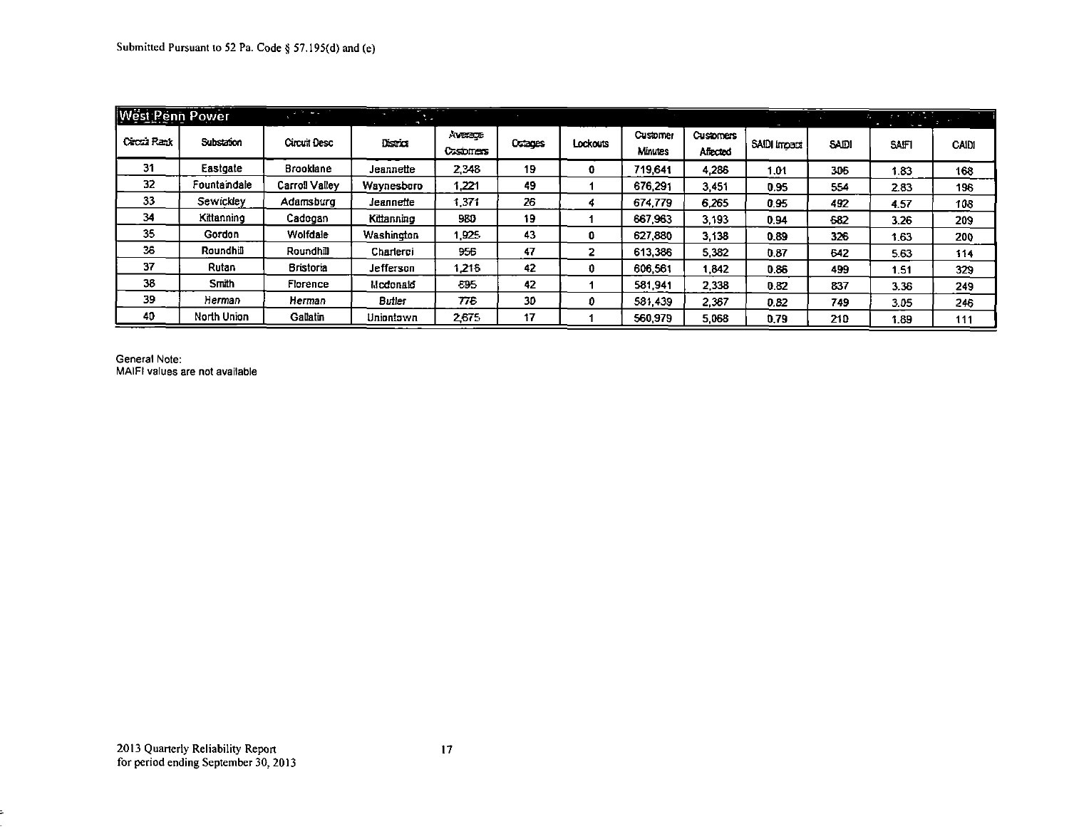Submitted Pursuant to 52 Pa. Code § 57.195(d) and (e)

| West Penn Power | | | | | | | | | | | | |
|---|---|---|---|---|---|---|---|---|---|---|---|---|
| Circuit Rank | Substation | Circuit Desc | District | Average Customers | Outages | Lockouts | Customer Minutes | Customers Affected | SAIDI Impact | SAIDI | SAIFI | CAIDI |
| 31 | Eastgate | Brooklane | Jeannette | 2,348 | 19 | 0 | 719,641 | 4,286 | 1.01 | 306 | 1.83 | 168 |
| 32 | Fountaindale | Carroll Valley | Waynesboro | 1,221 | 49 | 1 | 676,291 | 3,451 | 0.95 | 554 | 2.83 | 196 |
| 33 | Sewickley | Adamsburg | Jeannette | 1,371 | 26 | 4 | 674,779 | 6,265 | 0.95 | 492 | 4.57 | 108 |
| 34 | Kittanning | Cadogan | Kittanning | 980 | 19 | 1 | 667,963 | 3,193 | 0.94 | 682 | 3.26 | 209 |
| 35 | Gordon | Wolfdale | Washington | 1,925 | 43 | 0 | 627,880 | 3,138 | 0.89 | 326 | 1.63 | 200 |
| 36 | Roundhill | Roundhill | Charleroi | 956 | 47 | 2 | 613,386 | 5,382 | 0.87 | 642 | 5.63 | 114 |
| 37 | Rutan | Bristoria | Jefferson | 1,216 | 42 | 0 | 606,561 | 1,842 | 0.86 | 499 | 1.51 | 329 |
| 38 | Smith | Florence | Mcdonald | 695 | 42 | 1 | 581,941 | 2,338 | 0.82 | 837 | 3.36 | 249 |
| 39 | Herman | Herman | Butler | 776 | 30 | 0 | 581,439 | 2,367 | 0.82 | 749 | 3.05 | 246 |
| 40 | North Union | Gallatin | Uniontown | 2,675 | 17 | 1 | 560,979 | 5,068 | 0.79 | 210 | 1.89 | 111 |

General Note:
MAIFI values are not available

2013 Quarterly Reliability Report
for period ending September 30, 2013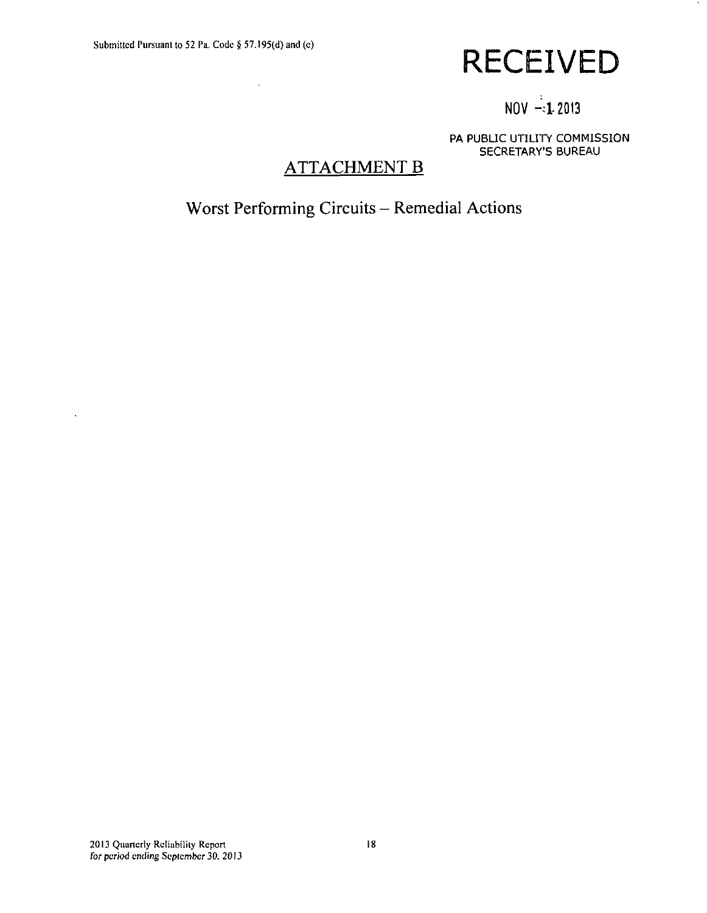Submitted Pursuant to 52 Pa. Code § 57.195(d) and (e)

RECEIVED

NOV -1 2013

PA PUBLIC UTILITY COMMISSION
SECRETARY'S BUREAU

# ATTACHMENT B

## Worst Performing Circuits – Remedial Actions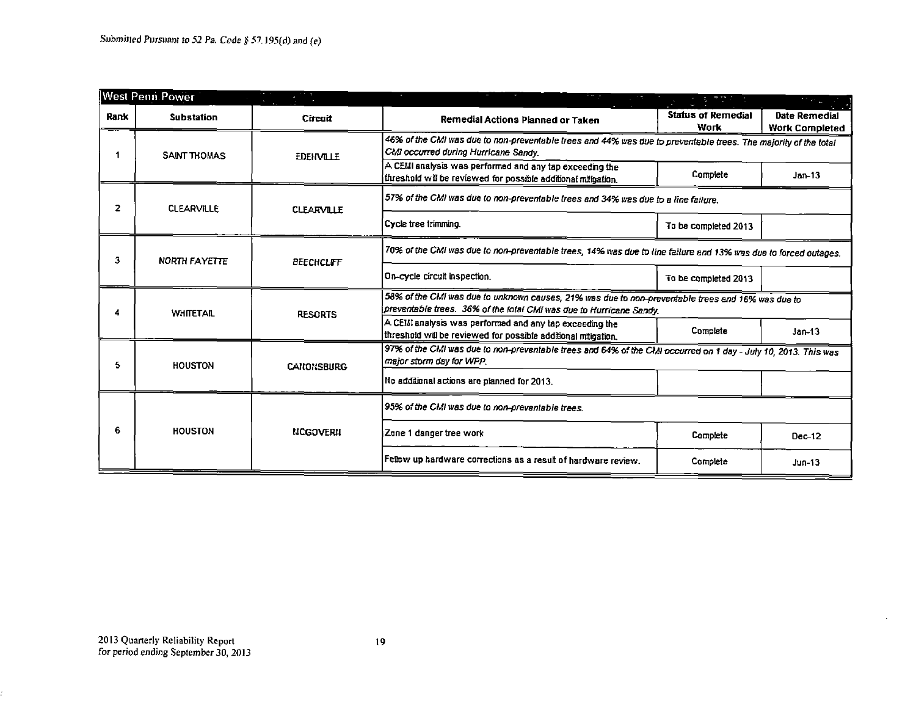Submitted Pursuant to 52 Pa. Code § 57.195(d) and (e)

**West Penn Power**

| Rank | Substation | Circuit | Remedial Actions Planned or Taken | Status of Remedial Work | Date Remedial Work Completed |
|---|---|---|---|---|---|
| 1 | SAINT THOMAS | EDENVILLE | *46% of the CMI was due to non-preventable trees and 44% was due to preventable trees. The majority of the total CMI occurred during Hurricane Sandy.* | | |
| | | | A CEMI analysis was performed and any tap exceeding the threshold will be reviewed for possible additional mitigation. | Complete | Jan-13 |
| 2 | CLEARVILLE | CLEARVILLE | *57% of the CMI was due to non-preventable trees and 34% was due to a line failure.* | | |
| | | | Cycle tree trimming. | To be completed 2013 | |
| 3 | NORTH FAYETTE | BEECHCLIFF | *70% of the CMI was due to non-preventable trees, 14% was due to line failure and 13% was due to forced outages.* | | |
| | | | On-cycle circuit inspection. | To be completed 2013 | |
| 4 | WHITETAIL | RESORTS | *58% of the CMI was due to unknown causes, 21% was due to non-preventable trees and 16% was due to preventable trees. 36% of the total CMI was due to Hurricane Sandy.* | | |
| | | | A CEMI analysis was performed and any tap exceeding the threshold will be reviewed for possible additional mitigation. | Complete | Jan-13 |
| 5 | HOUSTON | CANONSBURG | *97% of the CMI was due to non-preventable trees and 64% of the CMI occurred on 1 day - July 10, 2013. This was major storm day for WPP.* | | |
| | | | No additional actions are planned for 2013. | | |
| 6 | HOUSTON | MCGOVERN | *95% of the CMI was due to non-preventable trees.* | | |
| | | | Zone 1 danger tree work | Complete | Dec-12 |
| | | | Follow up hardware corrections as a result of hardware review. | Complete | Jun-13 |

2013 Quarterly Reliability Report
for period ending September 30, 2013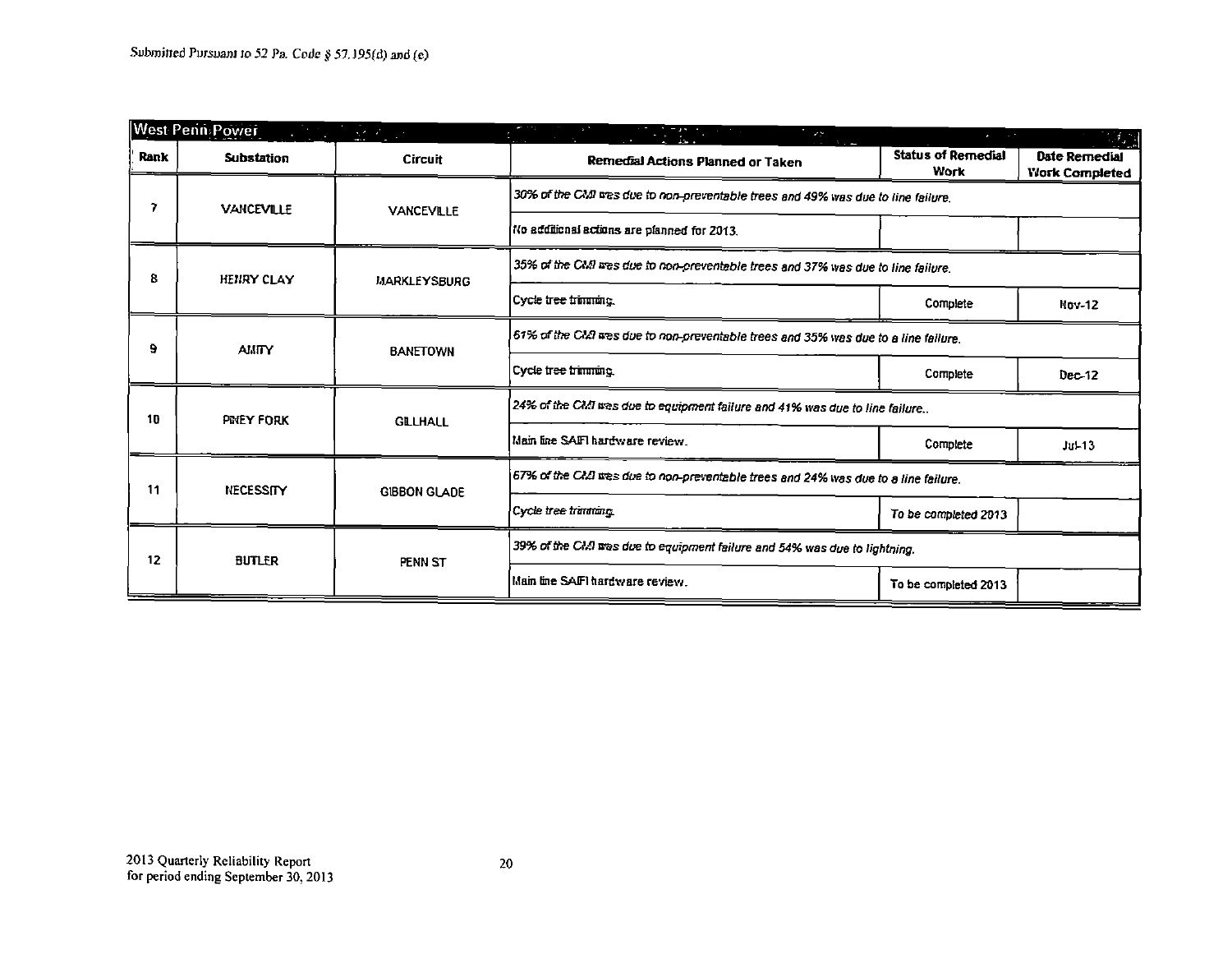Submitted Pursuant to 52 Pa. Code § 57.195(d) and (e)

| West Penn Power | | | | | |
|---|---|---|---|---|---|
| Rank | Substation | Circuit | Remedial Actions Planned or Taken | Status of Remedial Work | Date Remedial Work Completed |
| 7 | VANCEVILLE | VANCEVILLE | *30% of the CMI was due to non-preventable trees and 49% was due to line failure.* | | |
| | | | No additional actions are planned for 2013. | | |
| 8 | HENRY CLAY | MARKLEYSBURG | *35% of the CMI was due to non-preventable trees and 37% was due to line failure.* | | |
| | | | Cycle tree trimming. | Complete | Nov-12 |
| 9 | AMITY | BANETOWN | *61% of the CMI was due to non-preventable trees and 35% was due to a line failure.* | | |
| | | | Cycle tree trimming. | Complete | Dec-12 |
| 10 | PINEY FORK | GILLHALL | *24% of the CMI was due to equipment failure and 41% was due to line failure..* | | |
| | | | Main line SAIFI hardware review. | Complete | Jul-13 |
| 11 | NECESSITY | GIBBON GLADE | *67% of the CMI was due to non-preventable trees and 24% was due to a line failure.* | | |
| | | | *Cycle tree trimming.* | To be completed 2013 | |
| 12 | BUTLER | PENN ST | *39% of the CMI was due to equipment failure and 54% was due to lightning.* | | |
| | | | Main line SAIFI hardware review. | To be completed 2013 | |

2013 Quarterly Reliability Report
for period ending September 30, 2013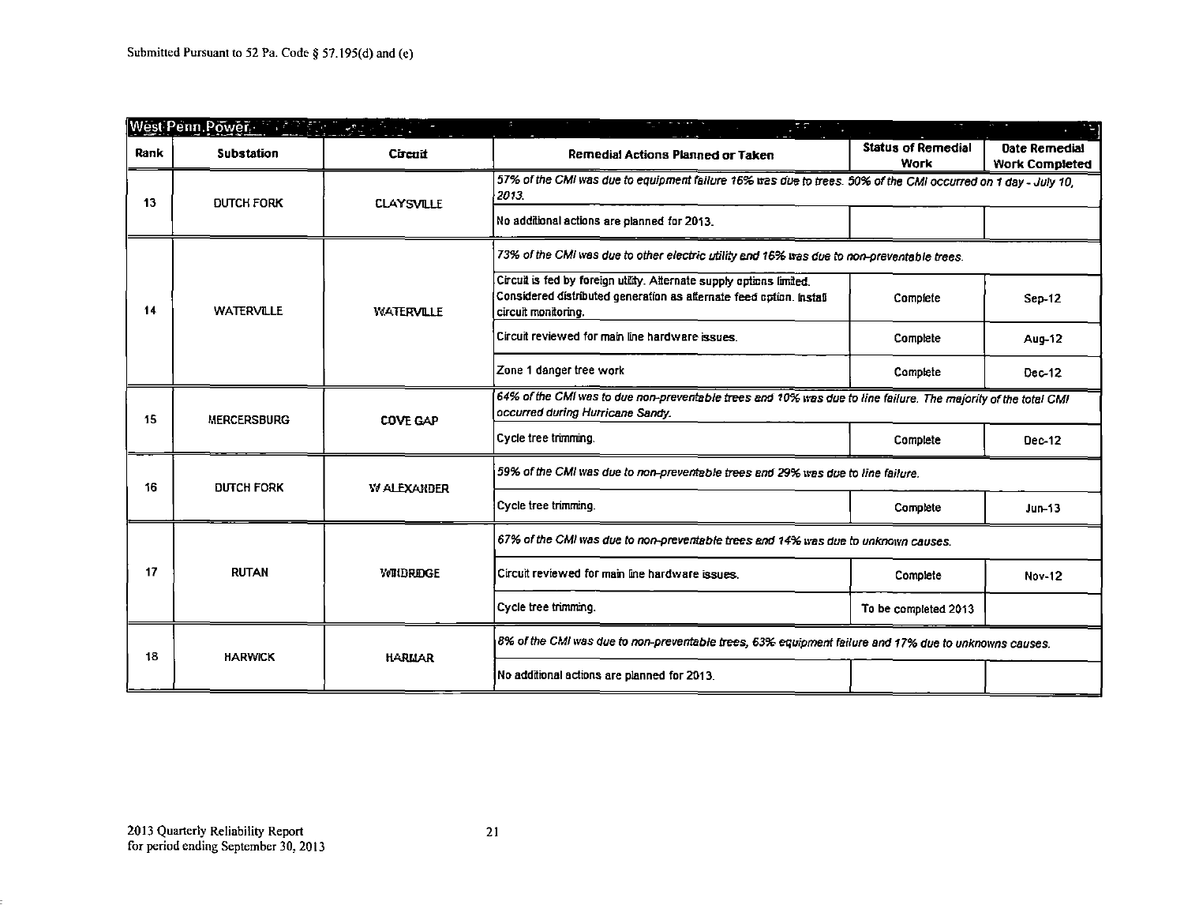Submitted Pursuant to 52 Pa. Code § 57.195(d) and (e)

| West Penn Power | | | | | |
|---|---|---|---|---|---|
| **Rank** | **Substation** | **Circuit** | **Remedial Actions Planned or Taken** | **Status of Remedial Work** | **Date Remedial Work Completed** |
| 13 | DUTCH FORK | CLAYSVILLE | *57% of the CMI was due to equipment failure 16% was due to trees. 50% of the CMI occurred on 1 day - July 10, 2013.* | | |
| | | | No additional actions are planned for 2013. | | |
| 14 | WATERVILLE | WATERVILLE | *73% of the CMI was due to other electric utility and 16% was due to non-preventable trees.* | | |
| | | | Circuit is fed by foreign utility. Alternate supply options limited. Considered distributed generation as alternate feed option. Install circuit monitoring. | Complete | Sep-12 |
| | | | Circuit reviewed for main line hardware issues. | Complete | Aug-12 |
| | | | Zone 1 danger tree work | Complete | Dec-12 |
| 15 | MERCERSBURG | COVE GAP | *64% of the CMI was to due non-preventable trees and 10% was due to line failure. The majority of the total CMI occurred during Hurricane Sandy.* | | |
| | | | Cycle tree trimming. | Complete | Dec-12 |
| 16 | DUTCH FORK | W ALEXANDER | *59% of the CMI was due to non-preventable trees and 29% was due to line failure.* | | |
| | | | Cycle tree trimming. | Complete | Jun-13 |
| 17 | RUTAN | WINDRIDGE | *67% of the CMI was due to non-preventable trees and 14% was due to unknown causes.* | | |
| | | | Circuit reviewed for main line hardware issues. | Complete | Nov-12 |
| | | | Cycle tree trimming. | To be completed 2013 | |
| 18 | HARWICK | HARMAR | *8% of the CMI was due to non-preventable trees, 63% equipment failure and 17% due to unknowns causes.* | | |
| | | | No additional actions are planned for 2013. | | |

2013 Quarterly Reliability Report
for period ending September 30, 2013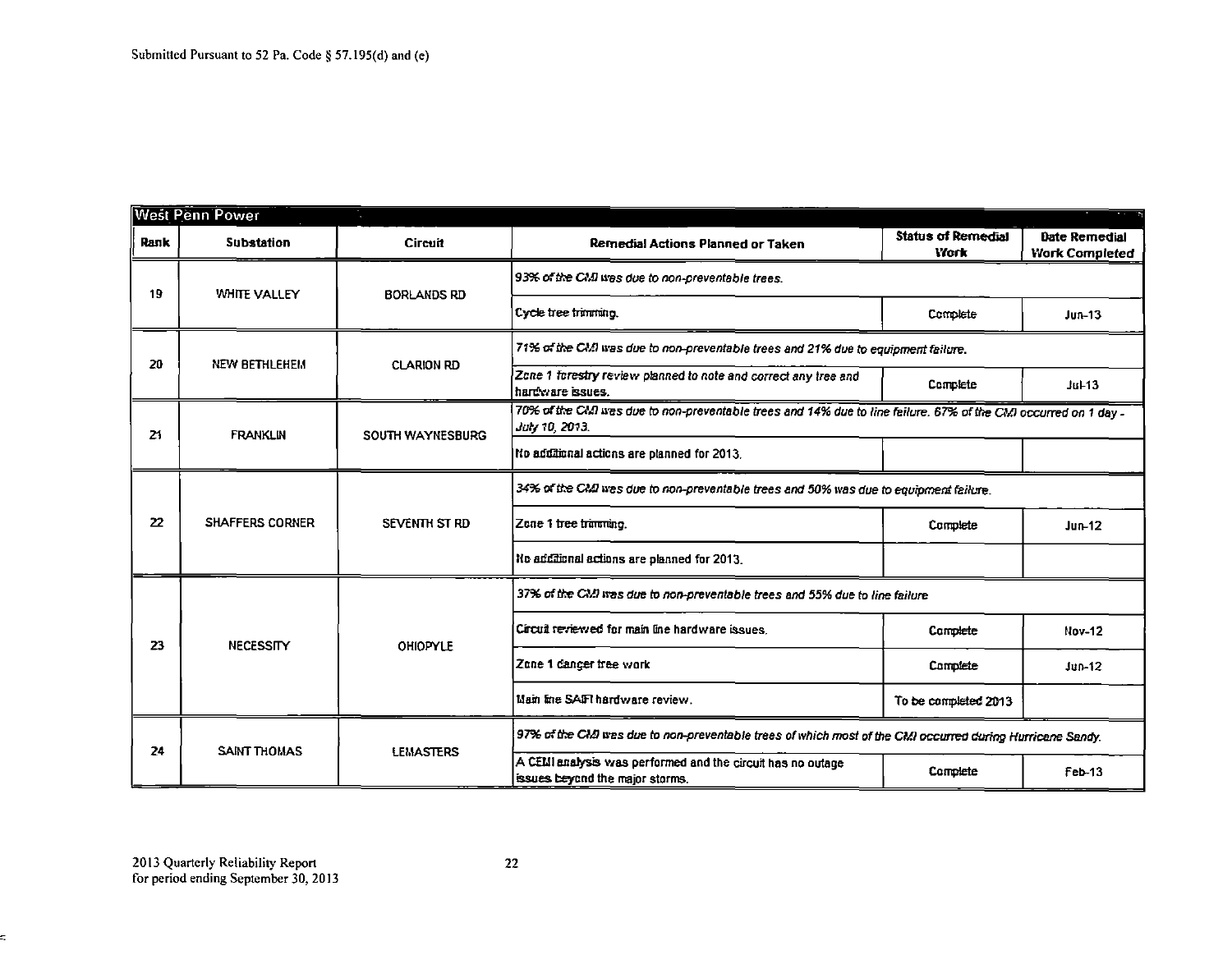Submitted Pursuant to 52 Pa. Code § 57.195(d) and (e)

| West Penn Power | | | | | |
|---|---|---|---|---|---|
| Rank | Substation | Circuit | Remedial Actions Planned or Taken | Status of Remedial Work | Date Remedial Work Completed |
| 19 | WHITE VALLEY | BORLANDS RD | *93% of the CMI was due to non-preventable trees.* | | |
| | | | Cycle tree trimming. | Complete | Jun-13 |
| 20 | NEW BETHLEHEM | CLARION RD | *71% of the CMI was due to non-preventable trees and 21% due to equipment failure.* | | |
| | | | Zone 1 forestry review planned to note and correct any tree and hardware issues. | Complete | Jul-13 |
| 21 | FRANKLIN | SOUTH WAYNESBURG | *70% of the CMI was due to non-preventable trees and 14% due to line failure. 67% of the CMI occurred on 1 day - July 10, 2013.* | | |
| | | | No additional actions are planned for 2013. | | |
| 22 | SHAFFERS CORNER | SEVENTH ST RD | *34% of the CMI was due to non-preventable trees and 50% was due to equipment failure.* | | |
| | | | Zone 1 tree trimming. | Complete | Jun-12 |
| | | | No additional actions are planned for 2013. | | |
| 23 | NECESSITY | OHIOPYLE | *37% of the CMI was due to non-preventable trees and 55% due to line failure* | | |
| | | | Circuit reviewed for main line hardware issues. | Complete | Nov-12 |
| | | | Zone 1 danger tree work | Complete | Jun-12 |
| | | | Main line SAIFI hardware review. | To be completed 2013 | |
| 24 | SAINT THOMAS | LEMASTERS | *97% of the CMI was due to non-preventable trees of which most of the CMI occurred during Hurricane Sandy.* | | |
| | | | A CEMI analysis was performed and the circuit has no outage issues beyond the major storms. | Complete | Feb-13 |

2013 Quarterly Reliability Report
for period ending September 30, 2013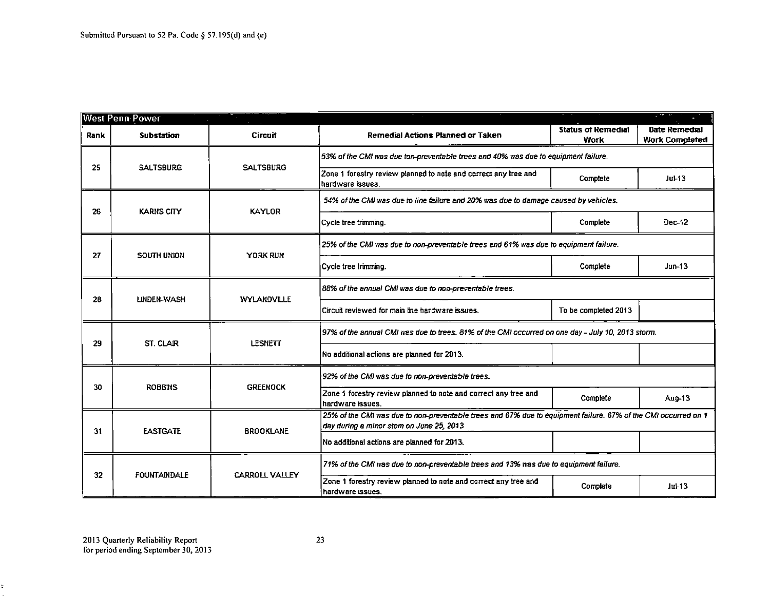Submitted Pursuant to 52 Pa. Code § 57.195(d) and (e)

| West Penn Power | | | | | |
|---|---|---|---|---|---|
| Rank | Substation | Circuit | Remedial Actions Planned or Taken | Status of Remedial Work | Date Remedial Work Completed |
| 25 | SALTSBURG | SALTSBURG | *53% of the CMI was due ton-preventable trees and 40% was due to equipment failure.* | | |
| | | | Zone 1 forestry review planned to note and correct any tree and hardware issues. | Complete | Jul-13 |
| 26 | KARNS CITY | KAYLOR | *54% of the CMI was due to line failure and 20% was due to damage caused by vehicles.* | | |
| | | | Cycle tree trimming. | Complete | Dec-12 |
| 27 | SOUTH UNION | YORK RUN | *25% of the CMI was due to non-preventable trees and 61% was due to equipment failure.* | | |
| | | | Cycle tree trimming. | Complete | Jun-13 |
| 28 | LINDEN-WASH | WYLANDVILLE | *88% of the annual CMI was due to non-preventable trees.* | | |
| | | | Circuit reviewed for main line hardware issues. | To be completed 2013 | |
| 29 | ST. CLAIR | LESNETT | *97% of the annual CMI was due to trees. 81% of the CMI occurred on one day - July 10, 2013 storm.* | | |
| | | | No additional actions are planned for 2013. | | |
| 30 | ROBBINS | GREENOCK | *92% of the CMI was due to non-preventable trees.* | | |
| | | | Zone 1 forestry review planned to note and correct any tree and hardware issues. | Complete | Aug-13 |
| 31 | EASTGATE | BROOKLANE | *25% of the CMI was due to non-preventable trees and 67% due to equipment failure. 67% of the CMI occurred on 1 day during a minor stom on June 25, 2013* | | |
| | | | No additional actions are planned for 2013. | | |
| 32 | FOUNTAINDALE | CARROLL VALLEY | *71% of the CMI was due to non-preventable trees and 13% was due to equipment failure.* | | |
| | | | Zone 1 forestry review planned to note and correct any tree and hardware issues. | Complete | Jul-13 |

2013 Quarterly Reliability Report
for period ending September 30, 2013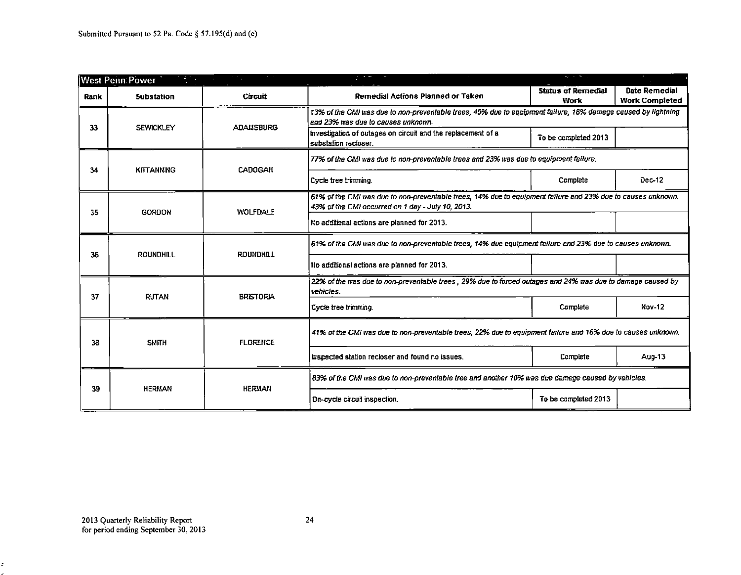Submitted Pursuant to 52 Pa. Code § 57.195(d) and (e)

| West Penn Power | | | | | |
|---|---|---|---|---|---|
| **Rank** | **Substation** | **Circuit** | **Remedial Actions Planned or Taken** | **Status of Remedial Work** | **Date Remedial Work Completed** |
| 33 | SEWICKLEY | ADAMSBURG | *13% of the CMI was due to non-preventable trees, 45% due to equipment failure, 18% damage caused by lightning and 23% was due to causes unknown.* | | |
| | | | Investigation of outages on circuit and the replacement of a substation recloser. | To be completed 2013 | |
| 34 | KITTANNING | CADOGAN | *77% of the CMI was due to non-preventable trees and 23% was due to equipment failure.* | | |
| | | | Cycle tree trimming. | Complete | Dec-12 |
| 35 | GORDON | WOLFDALE | *61% of the CMI was due to non-preventable trees, 14% due to equipment failure and 23% due to causes unknown. 43% of the CMI occurred on 1 day - July 10, 2013.* | | |
| | | | No additional actions are planned for 2013. | | |
| 36 | ROUNDHILL | ROUNDHILL | *61% of the CMI was due to non-preventable trees, 14% due equipment failure and 23% due to causes unknown.* | | |
| | | | No additional actions are planned for 2013. | | |
| 37 | RUTAN | BRISTORIA | *22% of the was due to non-preventable trees , 29% due to forced outages and 24% was due to damage caused by vehicles.* | | |
| | | | Cycle tree trimming. | Complete | Nov-12 |
| 38 | SMITH | FLORENCE | *41% of the CMI was due to non-preventable trees, 22% due to equipment failure and 16% due to causes unknown.* | | |
| | | | Inspected station recloser and found no issues. | Complete | Aug-13 |
| 39 | HERMAN | HERMAN | *83% of the CMI was due to non-preventable tree and another 10% was due damage caused by vehicles.* | | |
| | | | On-cycle circuit inspection. | To be completed 2013 | |

2013 Quarterly Reliability Report
for period ending September 30, 2013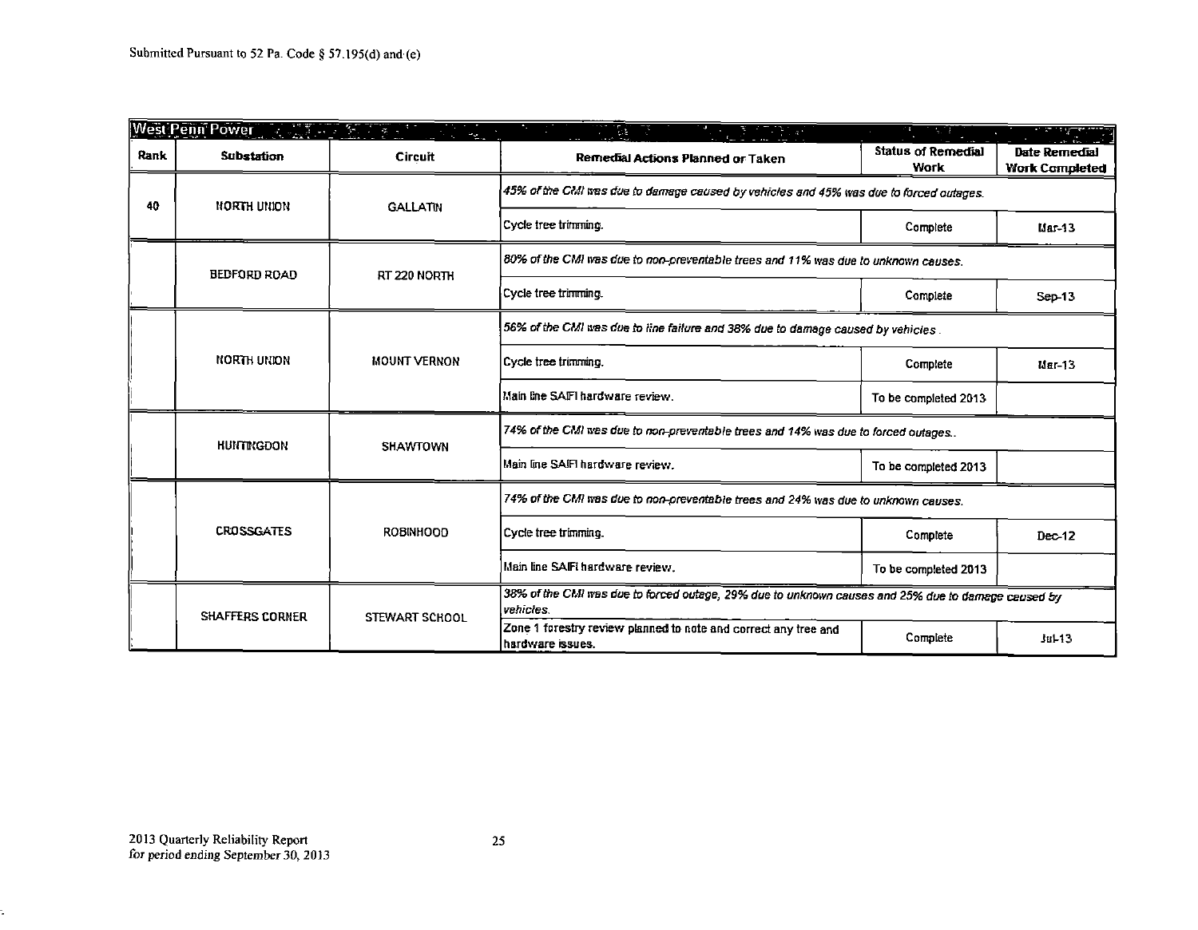Submitted Pursuant to 52 Pa. Code § 57.195(d) and (e)

| West Penn Power | | | | | |
|---|---|---|---|---|---|
| **Rank** | **Substation** | **Circuit** | **Remedial Actions Planned or Taken** | **Status of Remedial Work** | **Date Remedial Work Completed** |
| 40 | NORTH UNION | GALLATIN | *45% of the CMI was due to damage caused by vehicles and 45% was due to forced outages.* | | |
| | | | Cycle tree trimming. | Complete | Mar-13 |
| | BEDFORD ROAD | RT 220 NORTH | *80% of the CMI was due to non-preventable trees and 11% was due to unknown causes.* | | |
| | | | Cycle tree trimming. | Complete | Sep-13 |
| | NORTH UNION | MOUNT VERNON | *56% of the CMI was due to line failure and 38% due to damage caused by vehicles .* | | |
| | | | Cycle tree trimming. | Complete | Mar-13 |
| | | | Main line SAIFI hardware review. | To be completed 2013 | |
| | HUNTINGDON | SHAWTOWN | *74% of the CMI was due to non-preventable trees and 14% was due to forced outages..* | | |
| | | | Main line SAIFI hardware review. | To be completed 2013 | |
| | CROSSGATES | ROBINHOOD | *74% of the CMI was due to non-preventable trees and 24% was due to unknown causes.* | | |
| | | | Cycle tree trimming. | Complete | Dec-12 |
| | | | Main line SAIFI hardware review. | To be completed 2013 | |
| | SHAFFERS CORNER | STEWART SCHOOL | *38% of the CMI was due to forced outage, 29% due to unknown causes and 25% due to damage caused by vehicles.* | | |
| | | | Zone 1 forestry review planned to note and correct any tree and hardware issues. | Complete | Jul-13 |

2013 Quarterly Reliability Report
for period ending September 30, 2013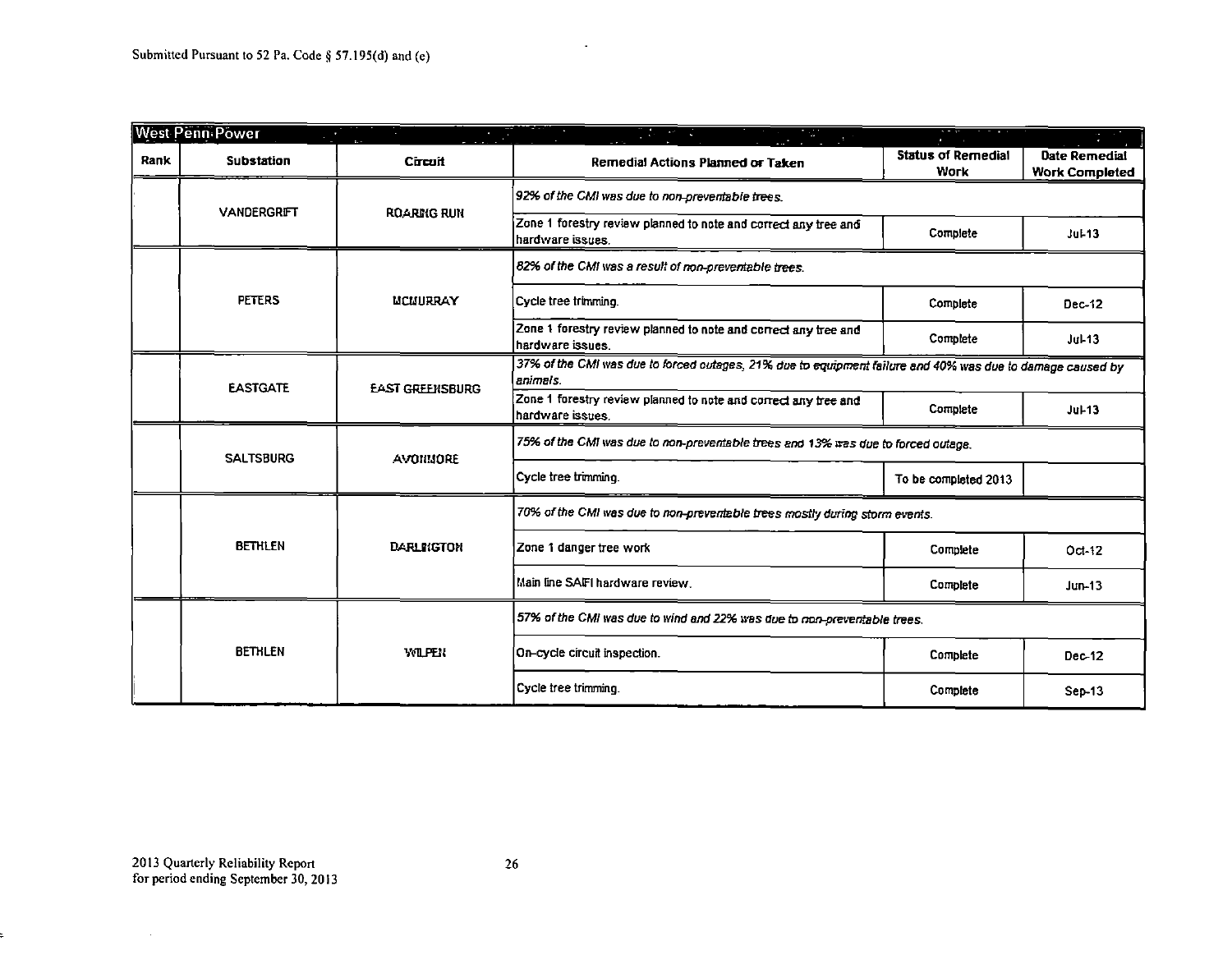Submitted Pursuant to 52 Pa. Code § 57.195(d) and (e)

| West Penn Power | | | | | |
|---|---|---|---|---|---|
| Rank | Substation | Circuit | Remedial Actions Planned or Taken | Status of Remedial Work | Date Remedial Work Completed |
| | VANDERGRIFT | ROARING RUN | *92% of the CMI was due to non-preventable trees.* | | |
| | | | Zone 1 forestry review planned to note and correct any tree and hardware issues. | Complete | Jul-13 |
| | PETERS | MCMURRAY | *82% of the CMI was a result of non-preventable trees.* | | |
| | | | Cycle tree trimming. | Complete | Dec-12 |
| | | | Zone 1 forestry review planned to note and correct any tree and hardware issues. | Complete | Jul-13 |
| | EASTGATE | EAST GREENSBURG | *37% of the CMI was due to forced outages, 21% due to equipment failure and 40% was due to damage caused by animals.* | | |
| | | | Zone 1 forestry review planned to note and correct any tree and hardware issues. | Complete | Jul-13 |
| | SALTSBURG | AVONMORE | *75% of the CMI was due to non-preventable trees and 13% was due to forced outage.* | | |
| | | | Cycle tree trimming. | To be completed 2013 | |
| | BETHLEN | DARLINGTON | *70% of the CMI was due to non-preventable trees mostly during storm events.* | | |
| | | | Zone 1 danger tree work | Complete | Oct-12 |
| | | | Main line SAIFI hardware review. | Complete | Jun-13 |
| | BETHLEN | WILPEN | *57% of the CMI was due to wind and 22% was due to non-preventable trees.* | | |
| | | | On-cycle circuit inspection. | Complete | Dec-12 |
| | | | Cycle tree trimming. | Complete | Sep-13 |

2013 Quarterly Reliability Report
for period ending September 30, 2013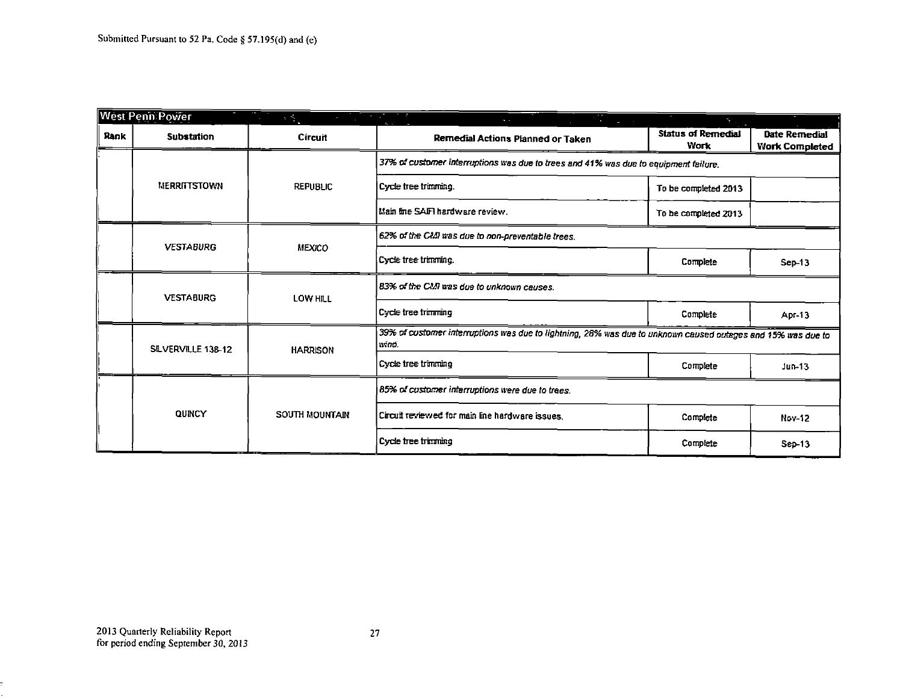Submitted Pursuant to 52 Pa. Code § 57.195(d) and (e)

| West Penn Power | | | | | |
|---|---|---|---|---|---|
| **Rank** | **Substation** | **Circuit** | **Remedial Actions Planned or Taken** | **Status of Remedial Work** | **Date Remedial Work Completed** |
| | MERRITTSTOWN | REPUBLIC | *37% of customer interruptions was due to trees and 41% was due to equipment failure.* | | |
| | | | Cycle tree trimming. | To be completed 2013 | |
| | | | Main line SAIFI hardware review. | To be completed 2013 | |
| | VESTABURG | MEXICO | *62% of the CMI was due to non-preventable trees.* | | |
| | | | Cycle tree trimming. | Complete | Sep-13 |
| | VESTABURG | LOW HILL | *83% of the CMI was due to unknown causes.* | | |
| | | | Cycle tree trimming | Complete | Apr-13 |
| | SILVERVILLE 138-12 | HARRISON | *39% of customer interruptions was due to lightning, 28% was due to unknown caused outages and 15% was due to wind.* | | |
| | | | Cycle tree trimming | Complete | Jun-13 |
| | QUINCY | SOUTH MOUNTAIN | *85% of customer interruptions were due to trees.* | | |
| | | | Circuit reviewed for main line hardware issues. | Complete | Nov-12 |
| | | | Cycle tree trimming | Complete | Sep-13 |

2013 Quarterly Reliability Report
for period ending September 30, 2013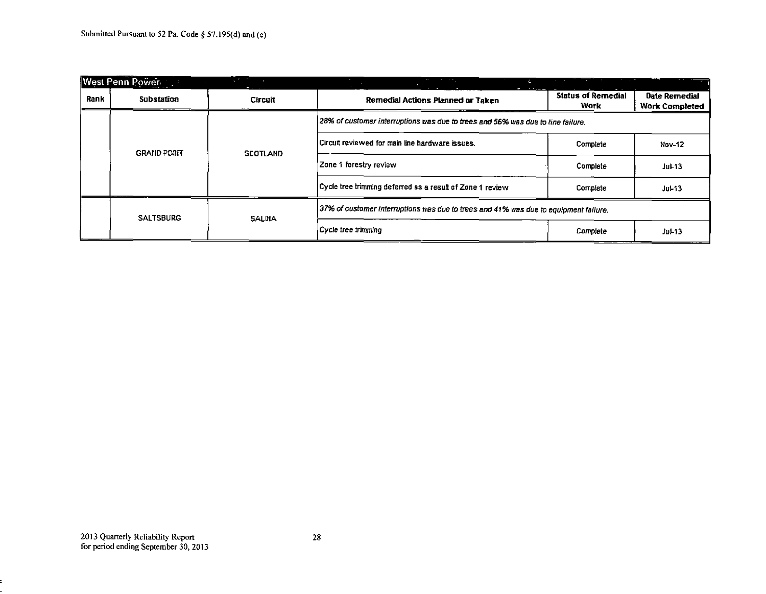Submitted Pursuant to 52 Pa. Code § 57.195(d) and (e)

| West Penn Power | | | | | |
|---|---|---|---|---|---|
| Rank | Substation | Circuit | Remedial Actions Planned or Taken | Status of Remedial Work | Date Remedial Work Completed |
| | GRAND POINT | SCOTLAND | *28% of customer interruptions was due to trees and 56% was due to line failure.* | | |
| | | | Circuit reviewed for main line hardware issues. | Complete | Nov-12 |
| | | | Zone 1 forestry review | Complete | Jul-13 |
| | | | Cycle tree trimming deferred as a result of Zone 1 review | Complete | Jul-13 |
| | SALTSBURG | SALINA | *37% of customer interruptions was due to trees and 41% was due to equipment failure.* | | |
| | | | Cycle tree trimming | Complete | Jul-13 |

2013 Quarterly Reliability Report
for period ending September 30, 2013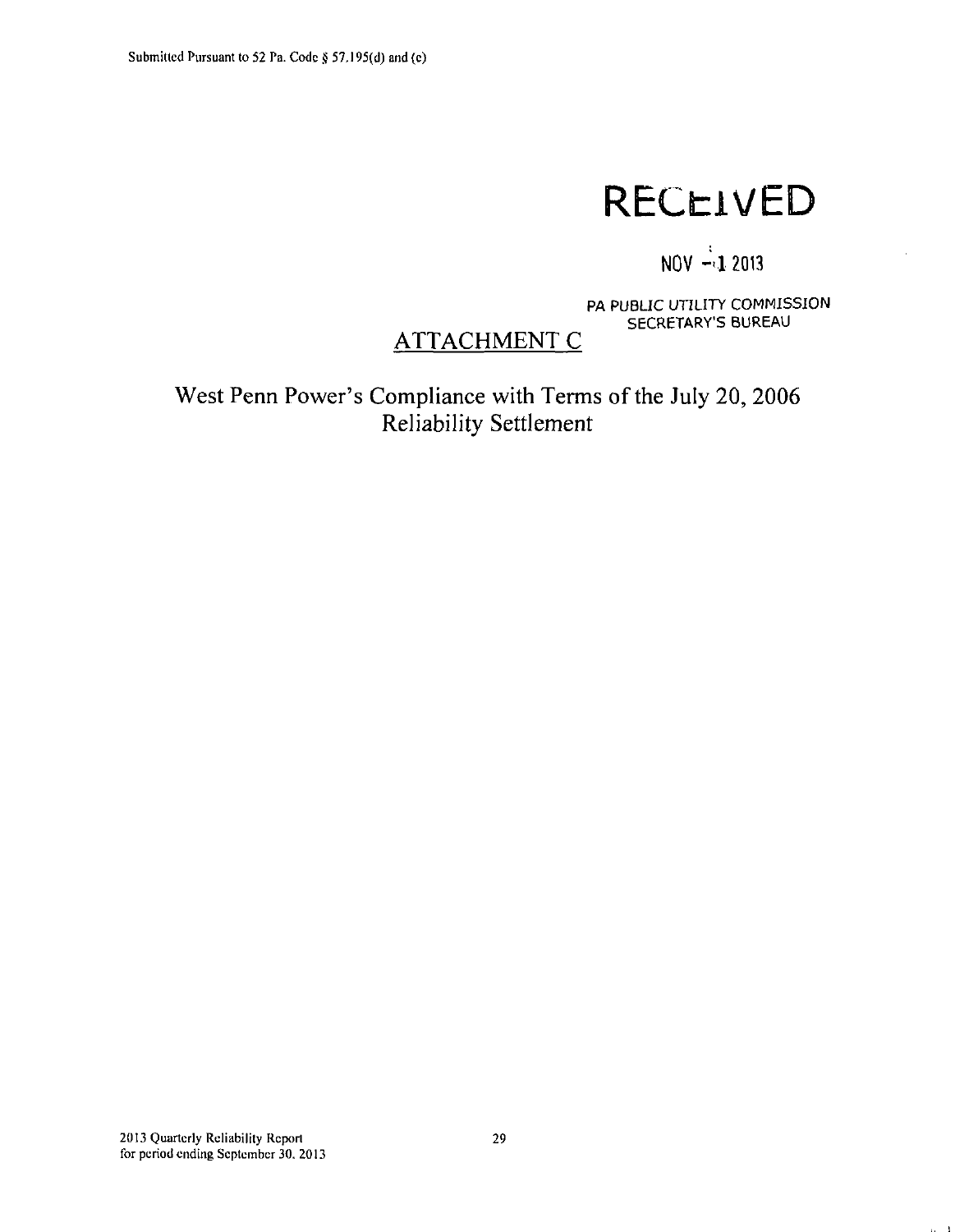Submitted Pursuant to 52 Pa. Code § 57.195(d) and (e)

RECEIVED

NOV - 1 2013

PA PUBLIC UTILITY COMMISSION
SECRETARY'S BUREAU

# ATTACHMENT C

## West Penn Power's Compliance with Terms of the July 20, 2006 Reliability Settlement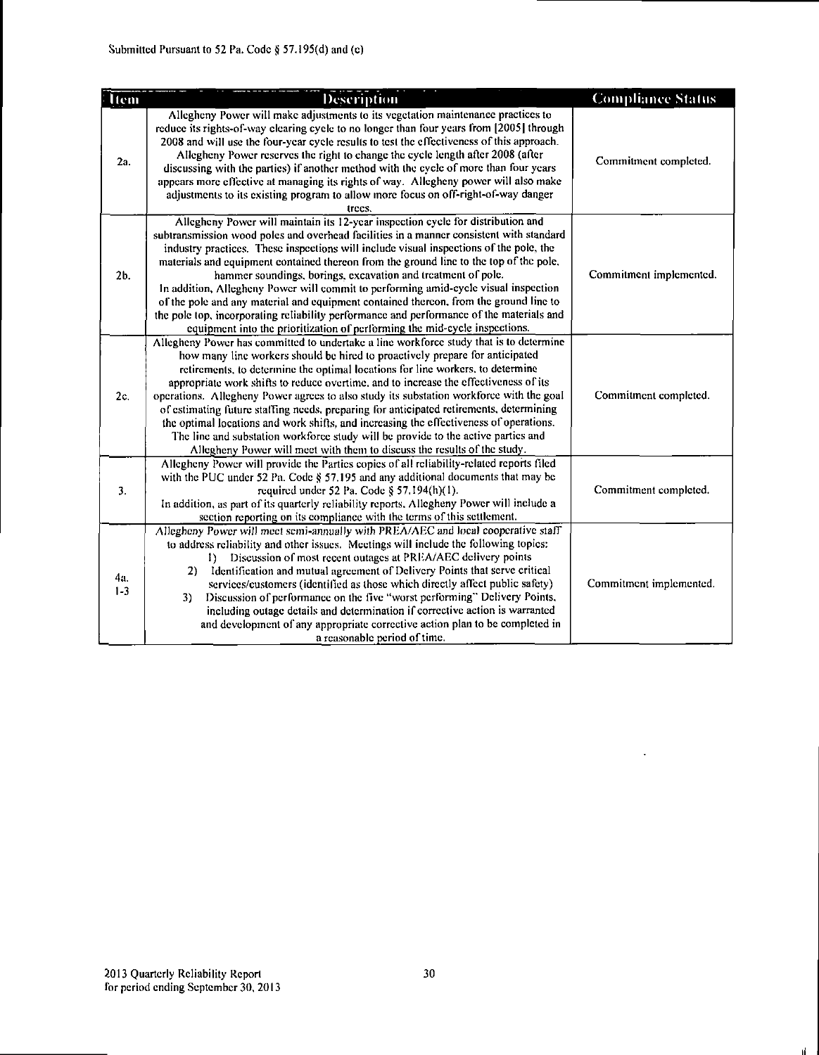Submitted Pursuant to 52 Pa. Code § 57.195(d) and (e)

| Item | Description | Compliance Status |
|---|---|---|
| 2a. | Allegheny Power will make adjustments to its vegetation maintenance practices to reduce its rights-of-way clearing cycle to no longer than four years from [2005] through 2008 and will use the four-year cycle results to test the effectiveness of this approach. Allegheny Power reserves the right to change the cycle length after 2008 (after discussing with the parties) if another method with the cycle of more than four years appears more effective at managing its rights of way. Allegheny power will also make adjustments to its existing program to allow more focus on off-right-of-way danger trees. | Commitment completed. |
| 2b. | Allegheny Power will maintain its 12-year inspection cycle for distribution and subtransmission wood poles and overhead facilities in a manner consistent with standard industry practices. These inspections will include visual inspections of the pole, the materials and equipment contained thereon from the ground line to the top of the pole, hammer soundings, borings, excavation and treatment of pole. In addition, Allegheny Power will commit to performing amid-cycle visual inspection of the pole and any material and equipment contained thereon, from the ground line to the pole top, incorporating reliability performance and performance of the materials and equipment into the prioritization of performing the mid-cycle inspections. | Commitment implemented. |
| 2c. | Allegheny Power has committed to undertake a line workforce study that is to determine how many line workers should be hired to proactively prepare for anticipated retirements, to determine the optimal locations for line workers, to determine appropriate work shifts to reduce overtime, and to increase the effectiveness of its operations. Allegheny Power agrees to also study its substation workforce with the goal of estimating future staffing needs, preparing for anticipated retirements, determining the optimal locations and work shifts, and increasing the effectiveness of operations. The line and substation workforce study will be provide to the active parties and Allegheny Power will meet with them to discuss the results of the study. | Commitment completed. |
| 3. | Allegheny Power will provide the Parties copies of all reliability-related reports filed with the PUC under 52 Pa. Code § 57.195 and any additional documents that may be required under 52 Pa. Code § 57.194(h)(1). In addition, as part of its quarterly reliability reports, Allegheny Power will include a section reporting on its compliance with the terms of this settlement. | Commitment completed. |
| 4a. 1-3 | Allegheny Power will meet semi-annually with PREA/AEC and local cooperative staff to address reliability and other issues. Meetings will include the following topics: 1) Discussion of most recent outages at PREA/AEC delivery points 2) Identification and mutual agreement of Delivery Points that serve critical services/customers (identified as those which directly affect public safety) 3) Discussion of performance on the five "worst performing" Delivery Points, including outage details and determination if corrective action is warranted and development of any appropriate corrective action plan to be completed in a reasonable period of time. | Commitment implemented. |

2013 Quarterly Reliability Report
for period ending September 30, 2013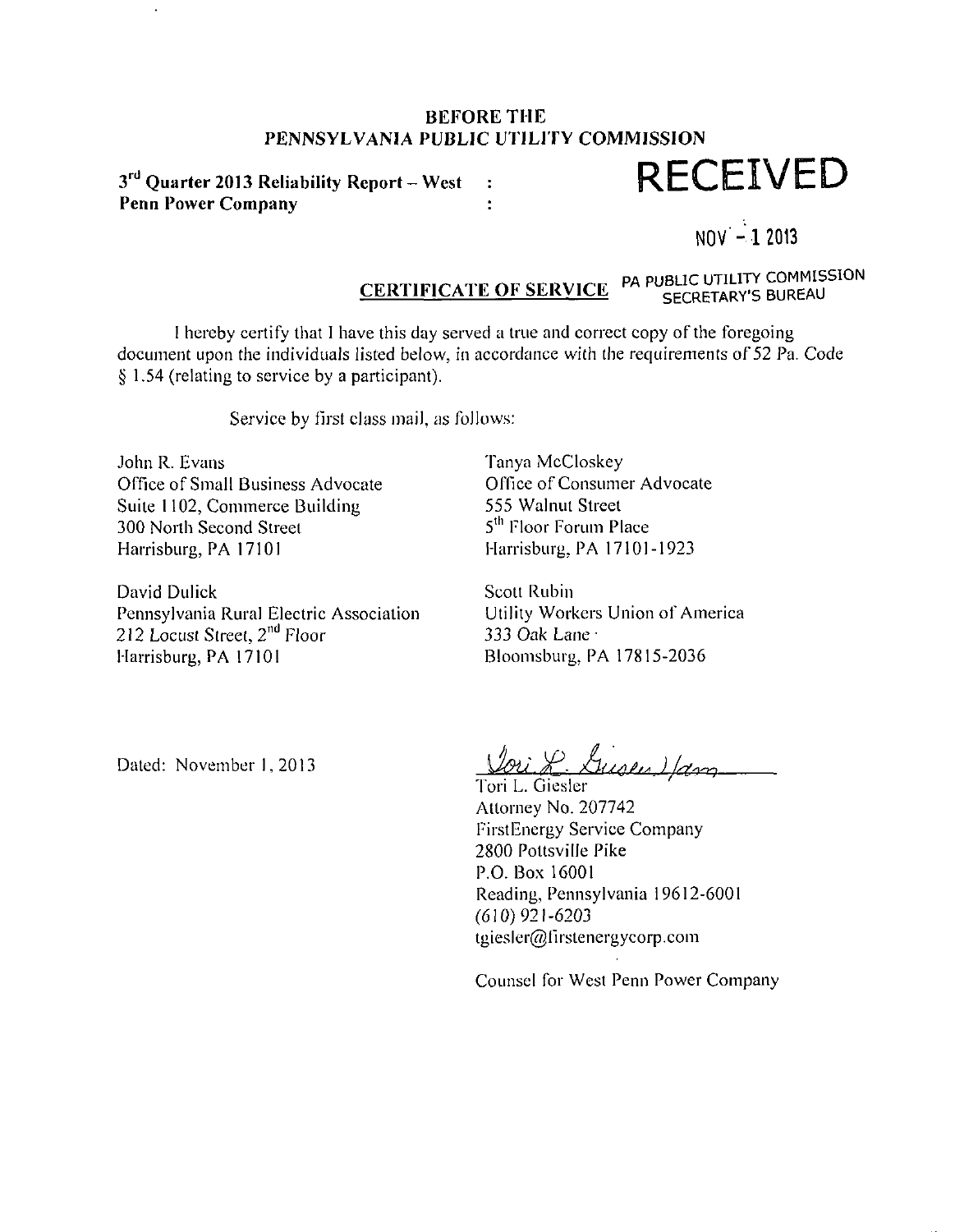**BEFORE THE**
**PENNSYLVANIA PUBLIC UTILITY COMMISSION**

**3rd Quarter 2013 Reliability Report – West Penn Power Company** :
:

RECEIVED

NOV - 1 2013

PA PUBLIC UTILITY COMMISSION
SECRETARY'S BUREAU

**CERTIFICATE OF SERVICE**

I hereby certify that I have this day served a true and correct copy of the foregoing document upon the individuals listed below, in accordance with the requirements of 52 Pa. Code § 1.54 (relating to service by a participant).

Service by first class mail, as follows:

John R. Evans
Office of Small Business Advocate
Suite 1102, Commerce Building
300 North Second Street
Harrisburg, PA 17101

Tanya McCloskey
Office of Consumer Advocate
555 Walnut Street
5th Floor Forum Place
Harrisburg, PA 17101-1923

David Dulick
Pennsylvania Rural Electric Association
212 Locust Street, 2nd Floor
Harrisburg, PA 17101

Scott Rubin
Utility Workers Union of America
333 Oak Lane
Bloomsburg, PA 17815-2036

Dated: November 1, 2013

Tori L. Giesler
Attorney No. 207742
FirstEnergy Service Company
2800 Pottsville Pike
P.O. Box 16001
Reading, Pennsylvania 19612-6001
(610) 921-6203
tgiesler@firstenergycorp.com

Counsel for West Penn Power Company